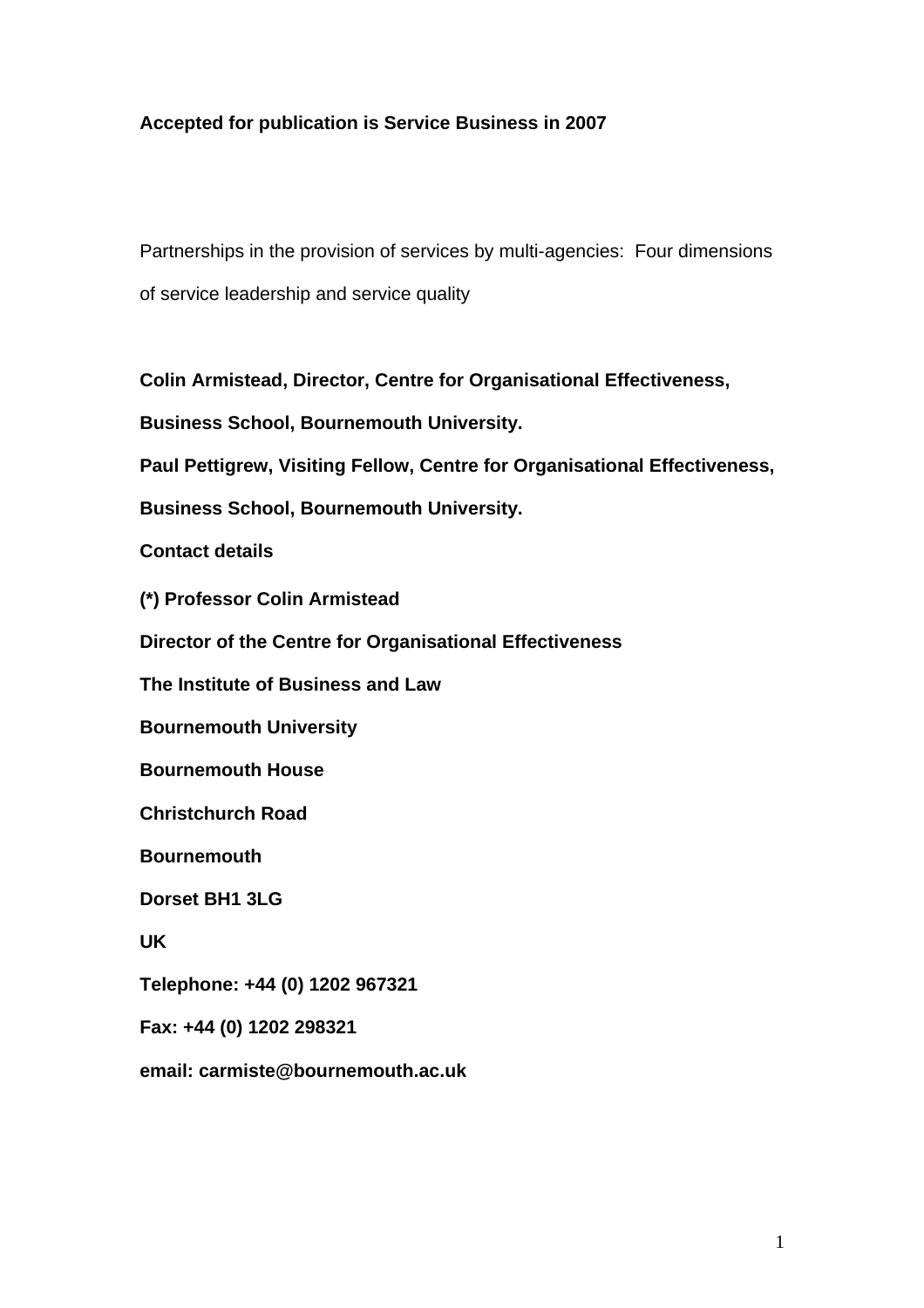**Accepted for publication is Service Business in 2007**

Partnerships in the provision of services by multi-agencies: Four dimensions of service leadership and service quality

**Colin Armistead, Director, Centre for Organisational Effectiveness, Business School, Bournemouth University.**

**Paul Pettigrew, Visiting Fellow, Centre for Organisational Effectiveness, Business School, Bournemouth University.**

**Contact details**

**(\*) Professor Colin Armistead**

**Director of the Centre for Organisational Effectiveness**

**The Institute of Business and Law**

**Bournemouth University**

**Bournemouth House**

**Christchurch Road**

**Bournemouth**

**Dorset BH1 3LG**

**UK**

**Telephone: +44 (0) 1202 967321**

**Fax: +44 (0) 1202 298321**

**email: carmiste@bournemouth.ac.uk**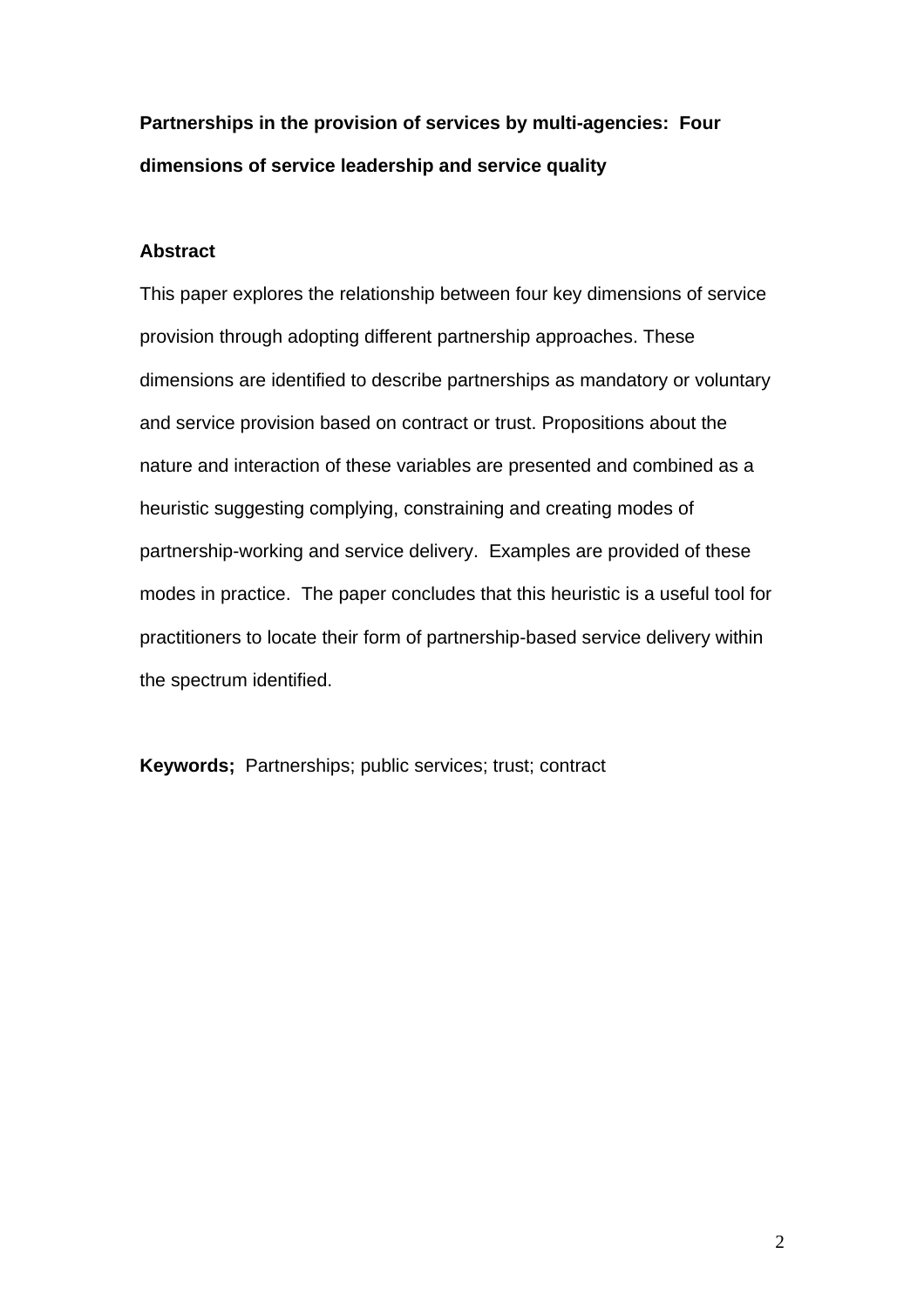**Partnerships in the provision of services by multi-agencies: Four dimensions of service leadership and service quality**

## Abstract

This paper explores the relationship between four key dimensions of service provision through adopting different partnership approaches. These dimensions are identified to describe partnerships as mandatory or voluntary and service provision based on contract or trust. Propositions about the nature and interaction of these variables are presented and combined as a heuristic suggesting complying, constraining and creating modes of partnership-working and service delivery. Examples are provided of these modes in practice. The paper concludes that this heuristic is a useful tool for practitioners to locate their form of partnership-based service delivery within the spectrum identified.

**Keywords;** Partnerships; public services; trust; contract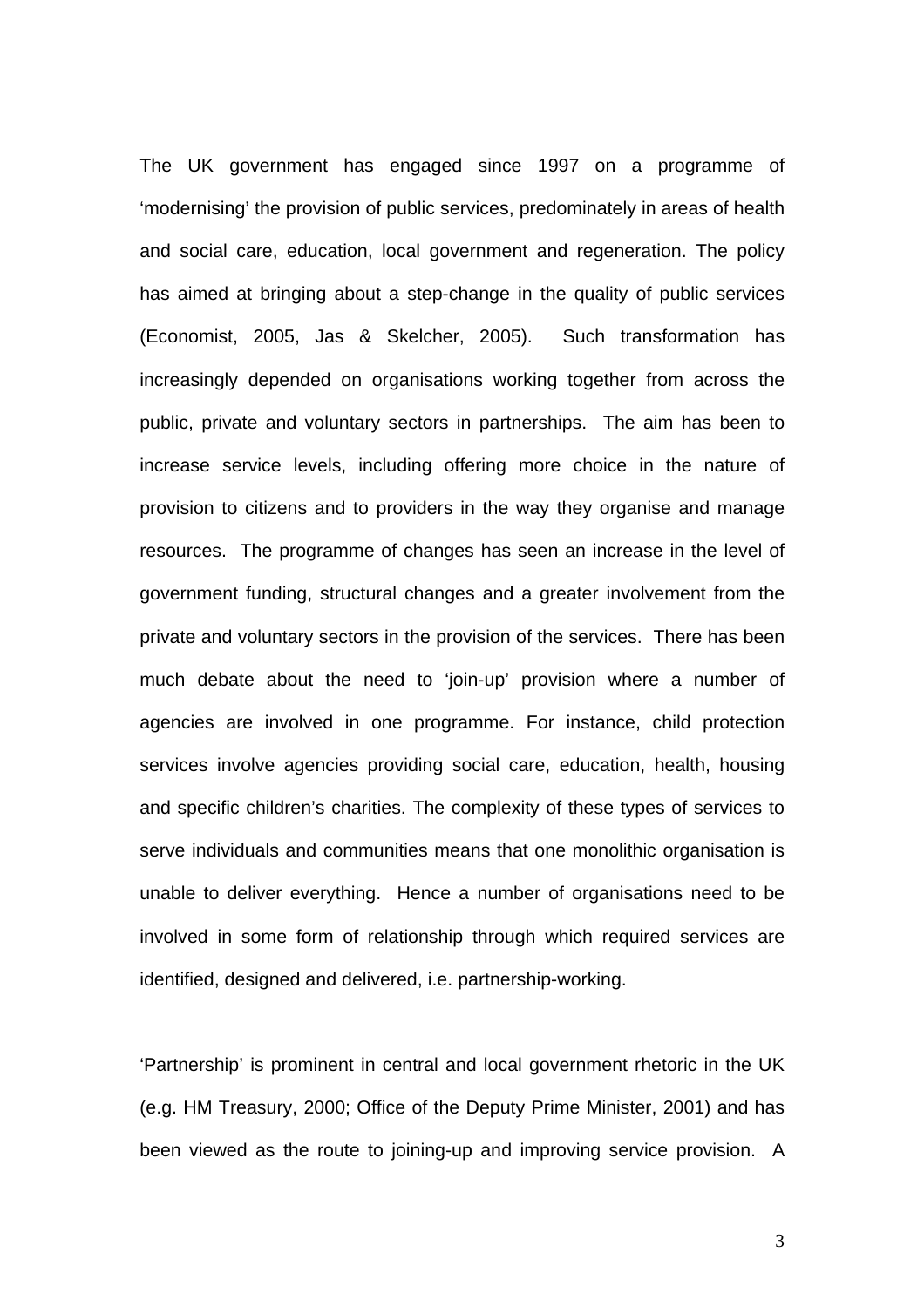The UK government has engaged since 1997 on a programme of 'modernising' the provision of public services, predominately in areas of health and social care, education, local government and regeneration. The policy has aimed at bringing about a step-change in the quality of public services (Economist, 2005, Jas & Skelcher, 2005). Such transformation has increasingly depended on organisations working together from across the public, private and voluntary sectors in partnerships. The aim has been to increase service levels, including offering more choice in the nature of provision to citizens and to providers in the way they organise and manage resources. The programme of changes has seen an increase in the level of government funding, structural changes and a greater involvement from the private and voluntary sectors in the provision of the services. There has been much debate about the need to 'join-up' provision where a number of agencies are involved in one programme. For instance, child protection services involve agencies providing social care, education, health, housing and specific children's charities. The complexity of these types of services to serve individuals and communities means that one monolithic organisation is unable to deliver everything. Hence a number of organisations need to be involved in some form of relationship through which required services are identified, designed and delivered, i.e. partnership-working.

'Partnership' is prominent in central and local government rhetoric in the UK (e.g. HM Treasury, 2000; Office of the Deputy Prime Minister, 2001) and has been viewed as the route to joining-up and improving service provision. A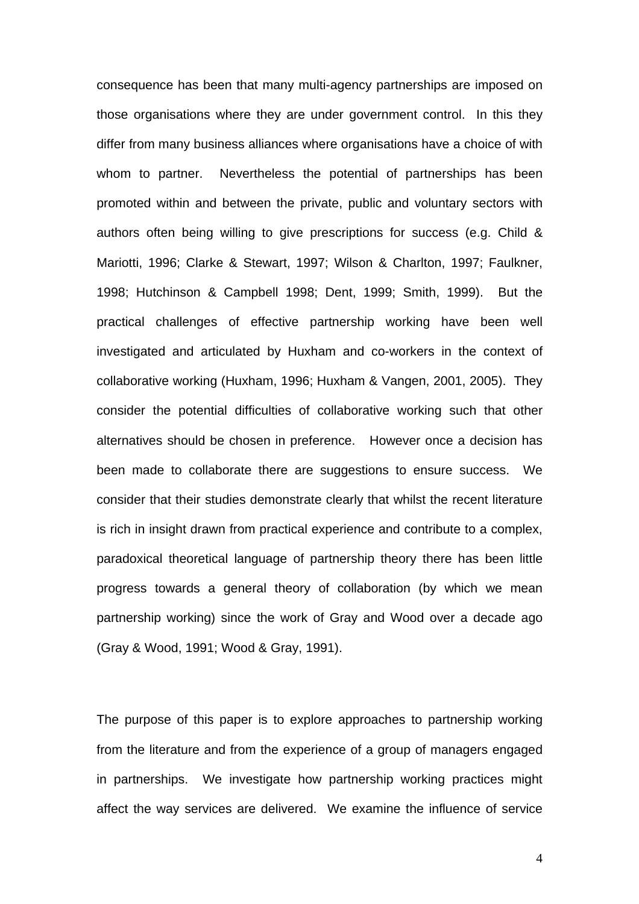consequence has been that many multi-agency partnerships are imposed on those organisations where they are under government control. In this they differ from many business alliances where organisations have a choice of with whom to partner. Nevertheless the potential of partnerships has been promoted within and between the private, public and voluntary sectors with authors often being willing to give prescriptions for success (e.g. Child & Mariotti, 1996; Clarke & Stewart, 1997; Wilson & Charlton, 1997; Faulkner, 1998; Hutchinson & Campbell 1998; Dent, 1999; Smith, 1999). But the practical challenges of effective partnership working have been well investigated and articulated by Huxham and co-workers in the context of collaborative working (Huxham, 1996; Huxham & Vangen, 2001, 2005). They consider the potential difficulties of collaborative working such that other alternatives should be chosen in preference. However once a decision has been made to collaborate there are suggestions to ensure success. We consider that their studies demonstrate clearly that whilst the recent literature is rich in insight drawn from practical experience and contribute to a complex, paradoxical theoretical language of partnership theory there has been little progress towards a general theory of collaboration (by which we mean partnership working) since the work of Gray and Wood over a decade ago (Gray & Wood, 1991; Wood & Gray, 1991).

The purpose of this paper is to explore approaches to partnership working from the literature and from the experience of a group of managers engaged in partnerships. We investigate how partnership working practices might affect the way services are delivered. We examine the influence of service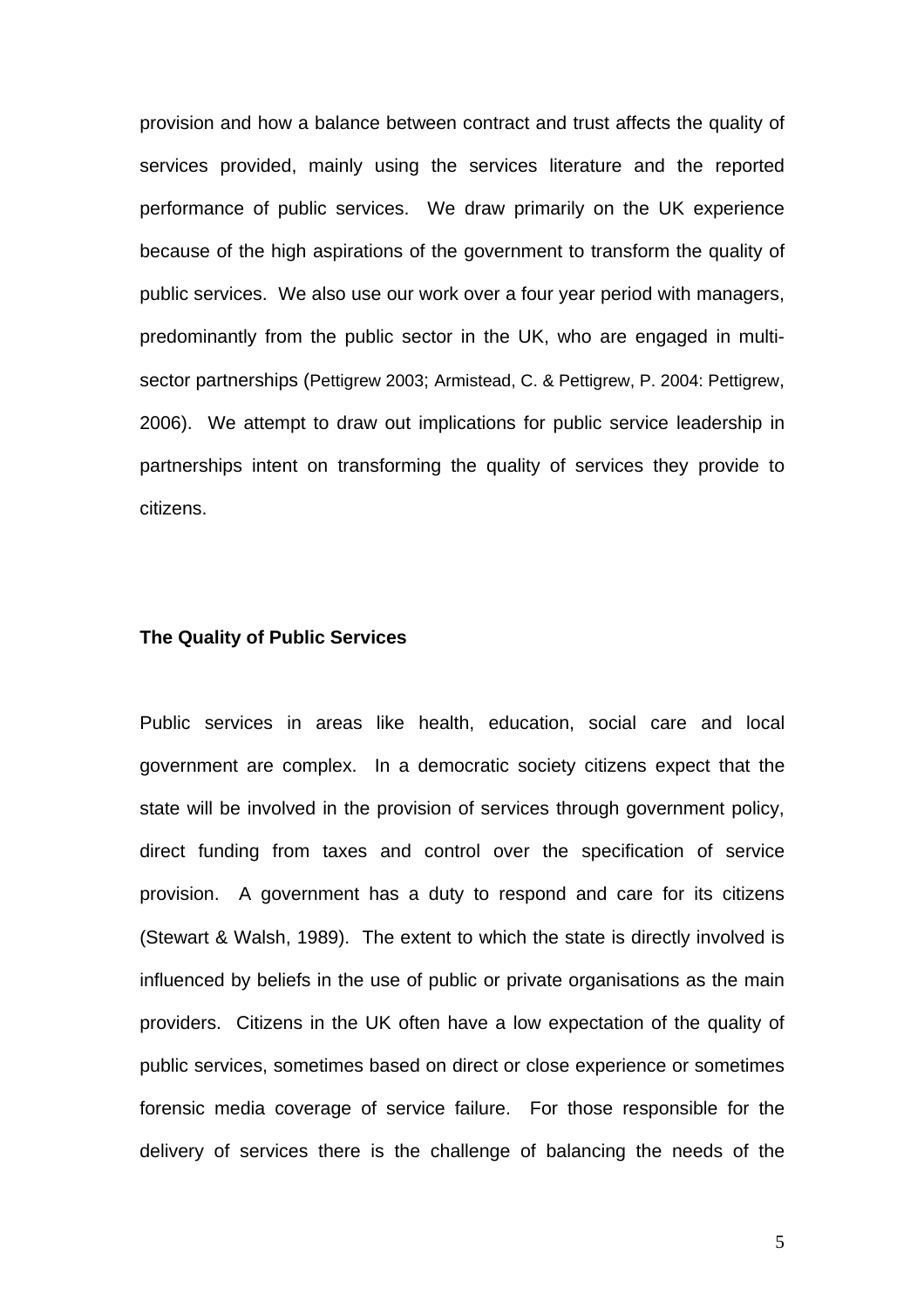provision and how a balance between contract and trust affects the quality of services provided, mainly using the services literature and the reported performance of public services. We draw primarily on the UK experience because of the high aspirations of the government to transform the quality of public services. We also use our work over a four year period with managers, predominantly from the public sector in the UK, who are engaged in multi-sector partnerships (Pettigrew 2003; Armistead, C. & Pettigrew, P. 2004: Pettigrew, 2006). We attempt to draw out implications for public service leadership in partnerships intent on transforming the quality of services they provide to citizens.

**The Quality of Public Services**

Public services in areas like health, education, social care and local government are complex. In a democratic society citizens expect that the state will be involved in the provision of services through government policy, direct funding from taxes and control over the specification of service provision. A government has a duty to respond and care for its citizens (Stewart & Walsh, 1989). The extent to which the state is directly involved is influenced by beliefs in the use of public or private organisations as the main providers. Citizens in the UK often have a low expectation of the quality of public services, sometimes based on direct or close experience or sometimes forensic media coverage of service failure. For those responsible for the delivery of services there is the challenge of balancing the needs of the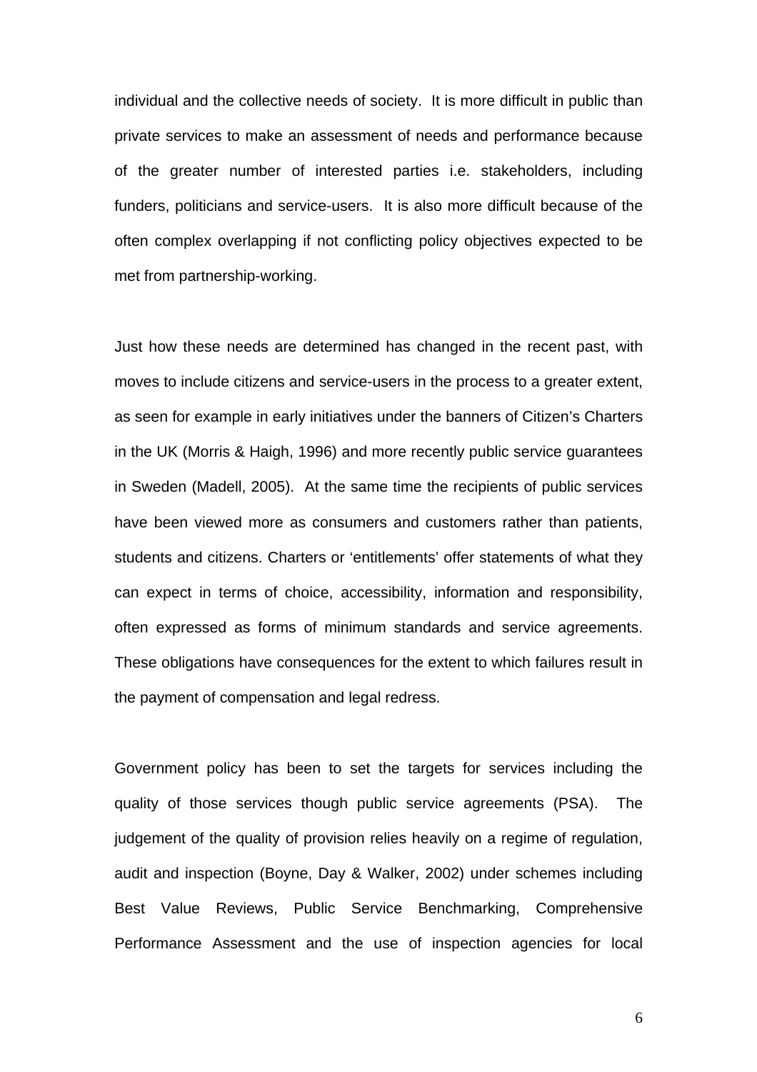individual and the collective needs of society. It is more difficult in public than private services to make an assessment of needs and performance because of the greater number of interested parties i.e. stakeholders, including funders, politicians and service-users. It is also more difficult because of the often complex overlapping if not conflicting policy objectives expected to be met from partnership-working.

Just how these needs are determined has changed in the recent past, with moves to include citizens and service-users in the process to a greater extent, as seen for example in early initiatives under the banners of Citizen's Charters in the UK (Morris & Haigh, 1996) and more recently public service guarantees in Sweden (Madell, 2005). At the same time the recipients of public services have been viewed more as consumers and customers rather than patients, students and citizens. Charters or 'entitlements' offer statements of what they can expect in terms of choice, accessibility, information and responsibility, often expressed as forms of minimum standards and service agreements. These obligations have consequences for the extent to which failures result in the payment of compensation and legal redress.

Government policy has been to set the targets for services including the quality of those services though public service agreements (PSA). The judgement of the quality of provision relies heavily on a regime of regulation, audit and inspection (Boyne, Day & Walker, 2002) under schemes including Best Value Reviews, Public Service Benchmarking, Comprehensive Performance Assessment and the use of inspection agencies for local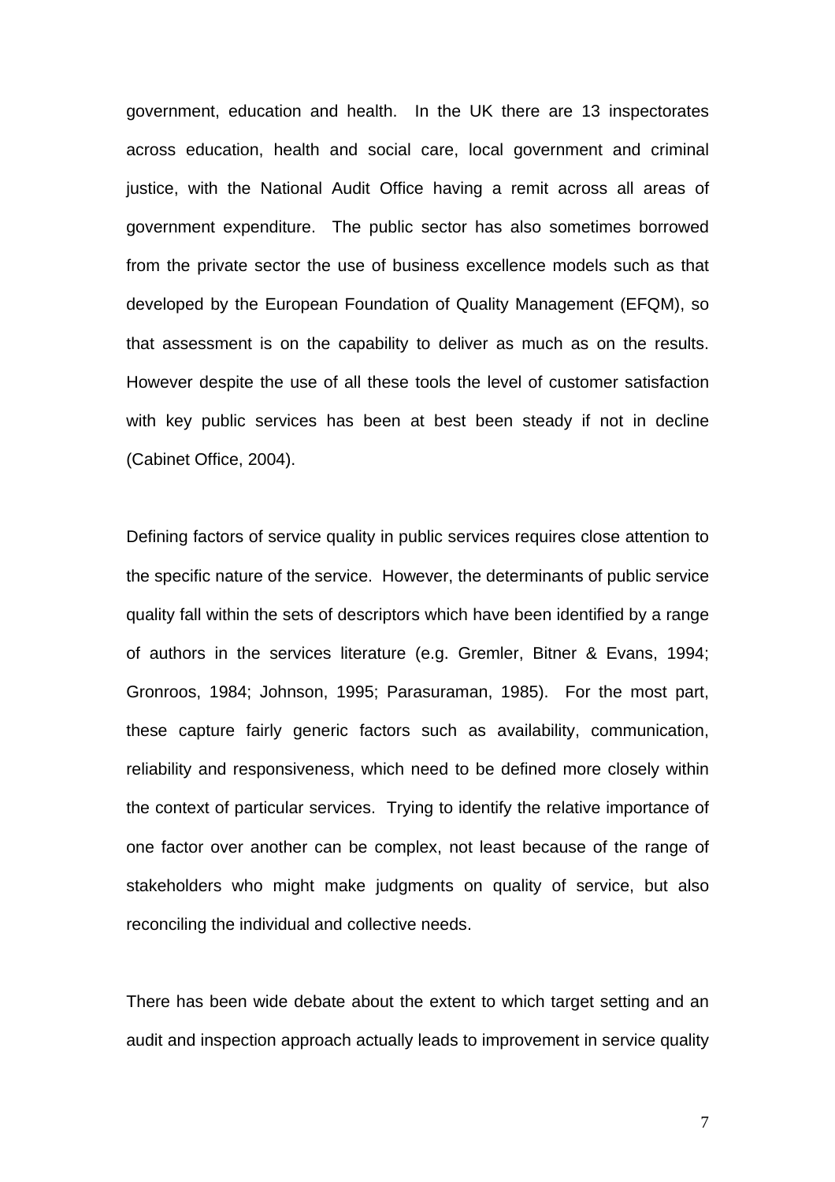government, education and health. In the UK there are 13 inspectorates across education, health and social care, local government and criminal justice, with the National Audit Office having a remit across all areas of government expenditure. The public sector has also sometimes borrowed from the private sector the use of business excellence models such as that developed by the European Foundation of Quality Management (EFQM), so that assessment is on the capability to deliver as much as on the results. However despite the use of all these tools the level of customer satisfaction with key public services has been at best been steady if not in decline (Cabinet Office, 2004).

Defining factors of service quality in public services requires close attention to the specific nature of the service. However, the determinants of public service quality fall within the sets of descriptors which have been identified by a range of authors in the services literature (e.g. Gremler, Bitner & Evans, 1994; Gronroos, 1984; Johnson, 1995; Parasuraman, 1985). For the most part, these capture fairly generic factors such as availability, communication, reliability and responsiveness, which need to be defined more closely within the context of particular services. Trying to identify the relative importance of one factor over another can be complex, not least because of the range of stakeholders who might make judgments on quality of service, but also reconciling the individual and collective needs.

There has been wide debate about the extent to which target setting and an audit and inspection approach actually leads to improvement in service quality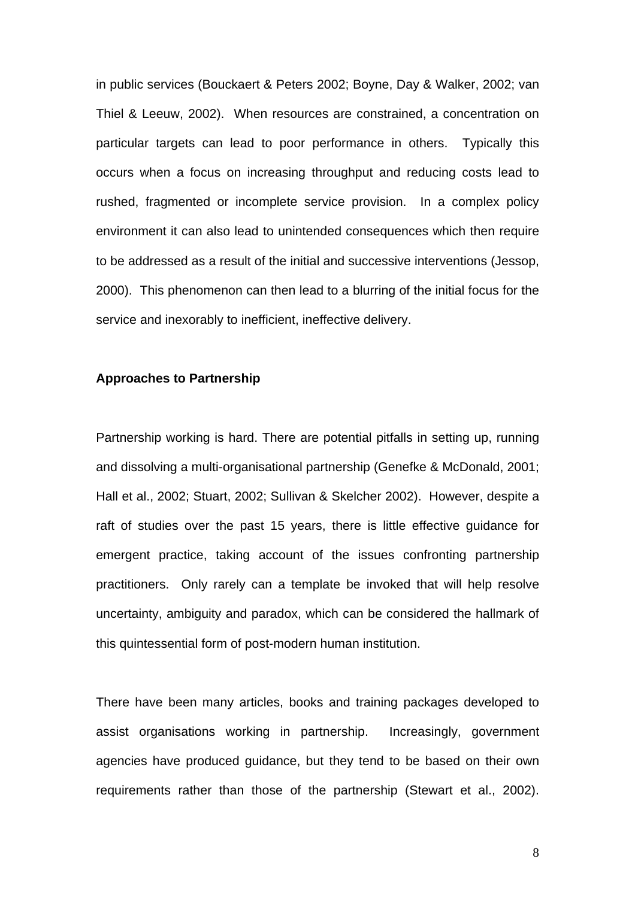in public services (Bouckaert & Peters 2002; Boyne, Day & Walker, 2002; van Thiel & Leeuw, 2002). When resources are constrained, a concentration on particular targets can lead to poor performance in others. Typically this occurs when a focus on increasing throughput and reducing costs lead to rushed, fragmented or incomplete service provision. In a complex policy environment it can also lead to unintended consequences which then require to be addressed as a result of the initial and successive interventions (Jessop, 2000). This phenomenon can then lead to a blurring of the initial focus for the service and inexorably to inefficient, ineffective delivery.

**Approaches to Partnership**

Partnership working is hard. There are potential pitfalls in setting up, running and dissolving a multi-organisational partnership (Genefke & McDonald, 2001; Hall et al., 2002; Stuart, 2002; Sullivan & Skelcher 2002). However, despite a raft of studies over the past 15 years, there is little effective guidance for emergent practice, taking account of the issues confronting partnership practitioners. Only rarely can a template be invoked that will help resolve uncertainty, ambiguity and paradox, which can be considered the hallmark of this quintessential form of post-modern human institution.

There have been many articles, books and training packages developed to assist organisations working in partnership. Increasingly, government agencies have produced guidance, but they tend to be based on their own requirements rather than those of the partnership (Stewart et al., 2002).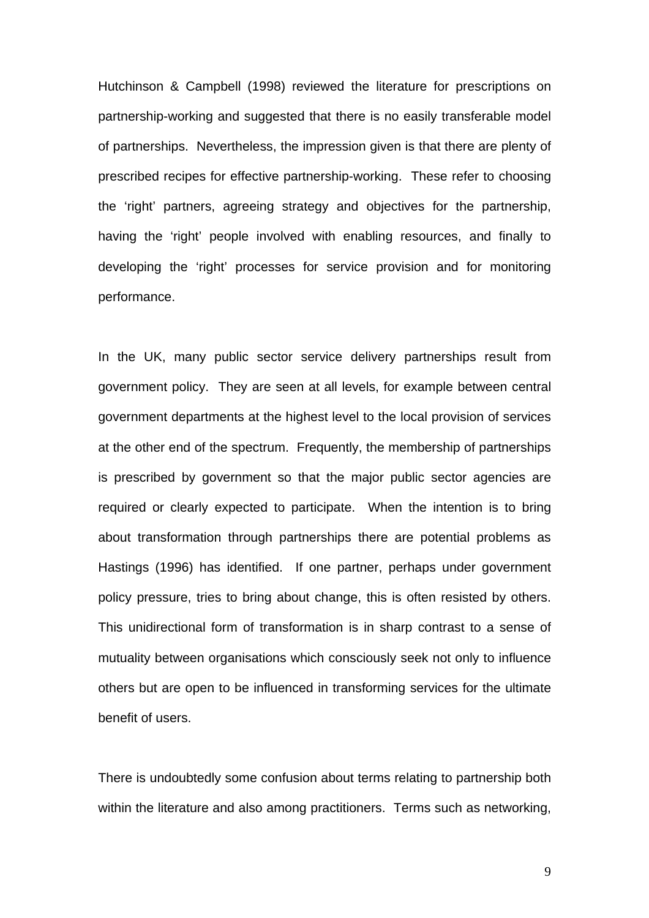Hutchinson & Campbell (1998) reviewed the literature for prescriptions on partnership-working and suggested that there is no easily transferable model of partnerships. Nevertheless, the impression given is that there are plenty of prescribed recipes for effective partnership-working. These refer to choosing the 'right' partners, agreeing strategy and objectives for the partnership, having the 'right' people involved with enabling resources, and finally to developing the 'right' processes for service provision and for monitoring performance.

In the UK, many public sector service delivery partnerships result from government policy. They are seen at all levels, for example between central government departments at the highest level to the local provision of services at the other end of the spectrum. Frequently, the membership of partnerships is prescribed by government so that the major public sector agencies are required or clearly expected to participate. When the intention is to bring about transformation through partnerships there are potential problems as Hastings (1996) has identified. If one partner, perhaps under government policy pressure, tries to bring about change, this is often resisted by others. This unidirectional form of transformation is in sharp contrast to a sense of mutuality between organisations which consciously seek not only to influence others but are open to be influenced in transforming services for the ultimate benefit of users.

There is undoubtedly some confusion about terms relating to partnership both within the literature and also among practitioners. Terms such as networking,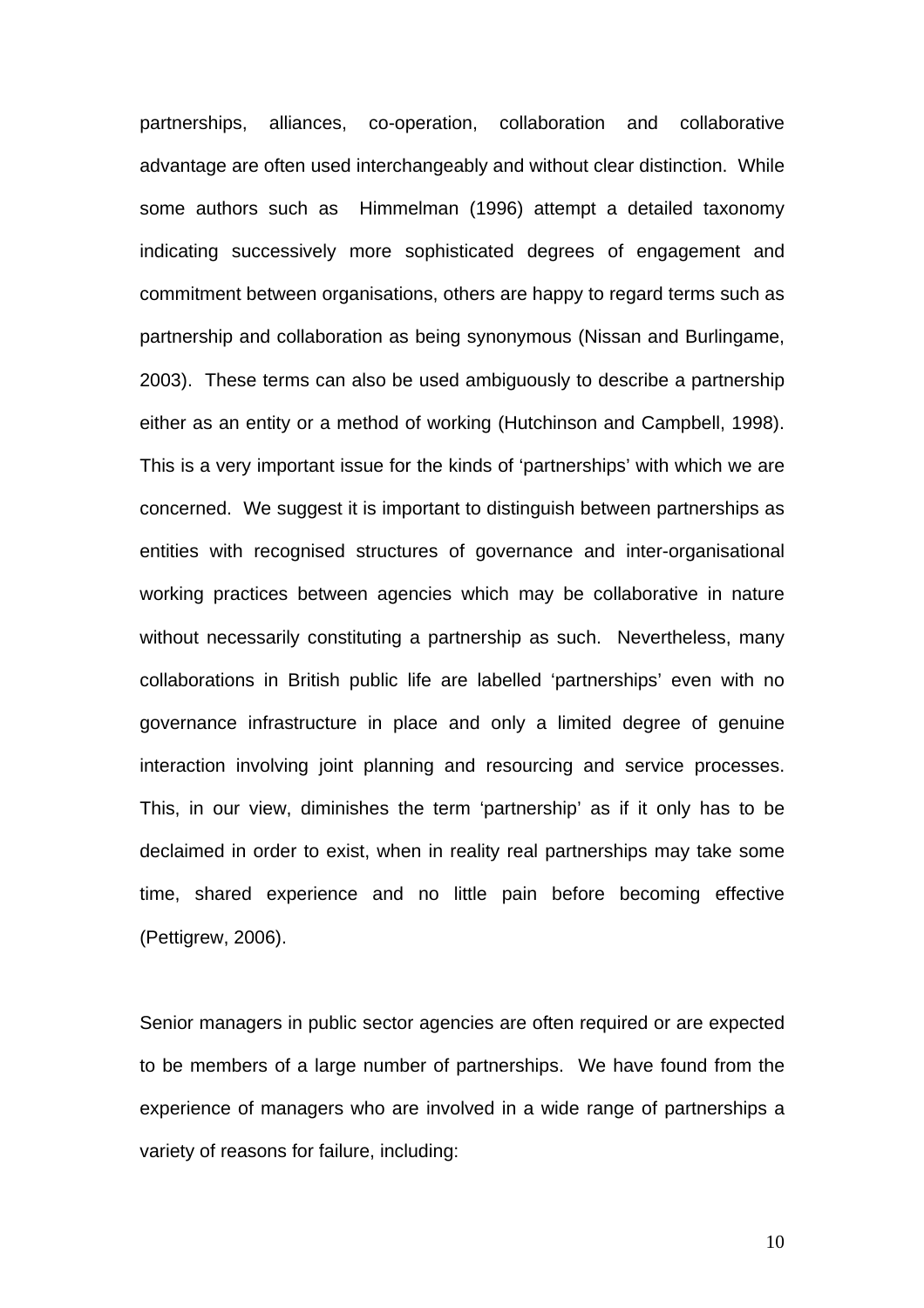partnerships, alliances, co-operation, collaboration and collaborative advantage are often used interchangeably and without clear distinction. While some authors such as Himmelman (1996) attempt a detailed taxonomy indicating successively more sophisticated degrees of engagement and commitment between organisations, others are happy to regard terms such as partnership and collaboration as being synonymous (Nissan and Burlingame, 2003). These terms can also be used ambiguously to describe a partnership either as an entity or a method of working (Hutchinson and Campbell, 1998). This is a very important issue for the kinds of 'partnerships' with which we are concerned. We suggest it is important to distinguish between partnerships as entities with recognised structures of governance and inter-organisational working practices between agencies which may be collaborative in nature without necessarily constituting a partnership as such. Nevertheless, many collaborations in British public life are labelled 'partnerships' even with no governance infrastructure in place and only a limited degree of genuine interaction involving joint planning and resourcing and service processes. This, in our view, diminishes the term 'partnership' as if it only has to be declaimed in order to exist, when in reality real partnerships may take some time, shared experience and no little pain before becoming effective (Pettigrew, 2006).

Senior managers in public sector agencies are often required or are expected to be members of a large number of partnerships. We have found from the experience of managers who are involved in a wide range of partnerships a variety of reasons for failure, including: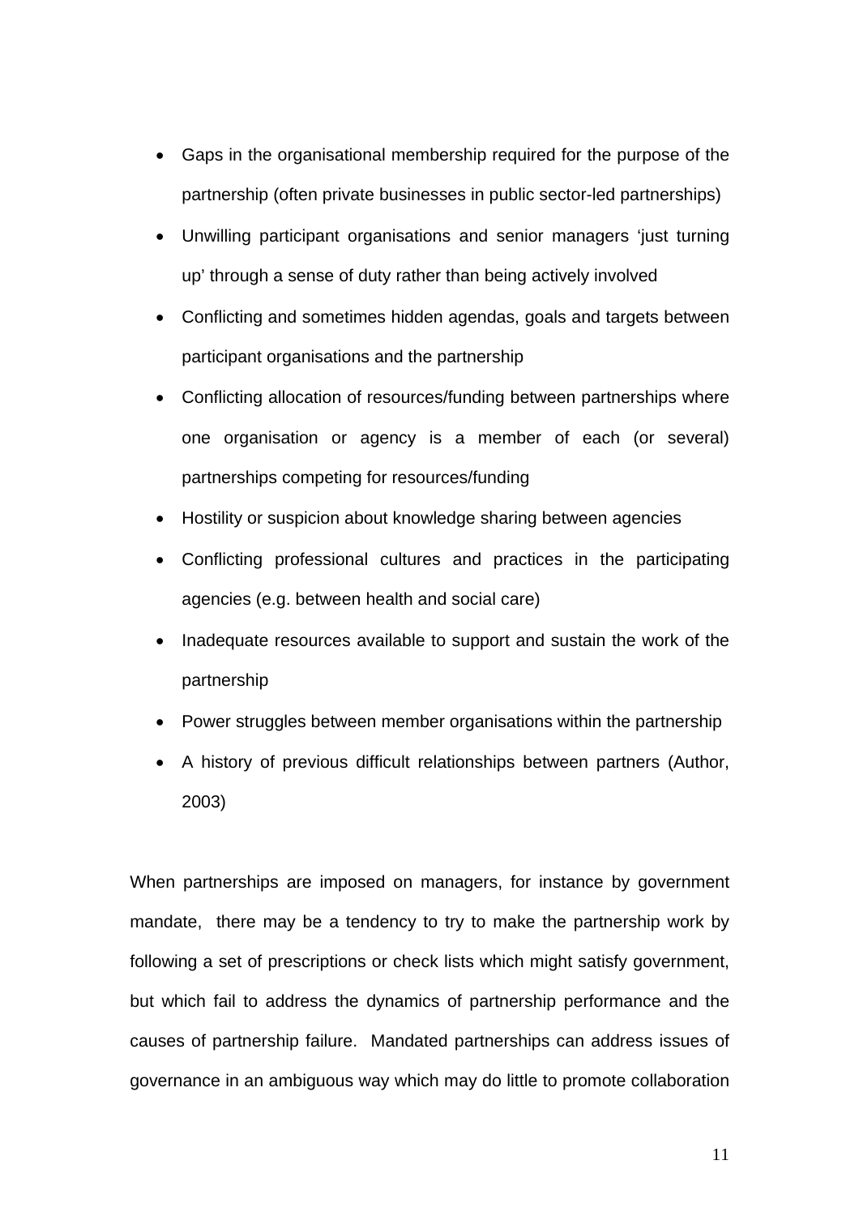- Gaps in the organisational membership required for the purpose of the partnership (often private businesses in public sector-led partnerships)
- Unwilling participant organisations and senior managers 'just turning up' through a sense of duty rather than being actively involved
- Conflicting and sometimes hidden agendas, goals and targets between participant organisations and the partnership
- Conflicting allocation of resources/funding between partnerships where one organisation or agency is a member of each (or several) partnerships competing for resources/funding
- Hostility or suspicion about knowledge sharing between agencies
- Conflicting professional cultures and practices in the participating agencies (e.g. between health and social care)
- Inadequate resources available to support and sustain the work of the partnership
- Power struggles between member organisations within the partnership
- A history of previous difficult relationships between partners (Author, 2003)

When partnerships are imposed on managers, for instance by government mandate, there may be a tendency to try to make the partnership work by following a set of prescriptions or check lists which might satisfy government, but which fail to address the dynamics of partnership performance and the causes of partnership failure. Mandated partnerships can address issues of governance in an ambiguous way which may do little to promote collaboration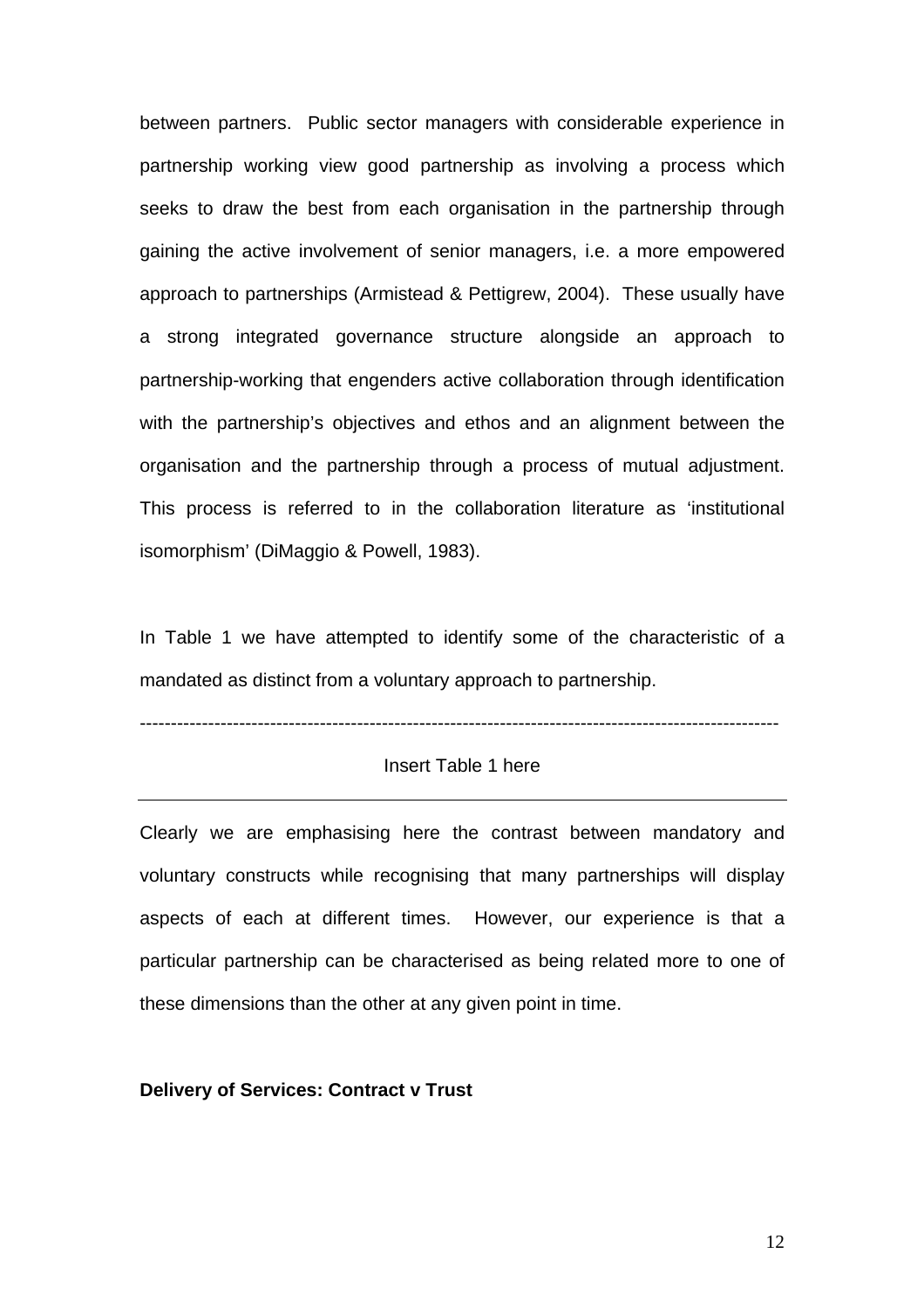between partners. Public sector managers with considerable experience in partnership working view good partnership as involving a process which seeks to draw the best from each organisation in the partnership through gaining the active involvement of senior managers, i.e. a more empowered approach to partnerships (Armistead & Pettigrew, 2004). These usually have a strong integrated governance structure alongside an approach to partnership-working that engenders active collaboration through identification with the partnership's objectives and ethos and an alignment between the organisation and the partnership through a process of mutual adjustment. This process is referred to in the collaboration literature as 'institutional isomorphism' (DiMaggio & Powell, 1983).

In Table 1 we have attempted to identify some of the characteristic of a mandated as distinct from a voluntary approach to partnership.

---

Insert Table 1 here

---

Clearly we are emphasising here the contrast between mandatory and voluntary constructs while recognising that many partnerships will display aspects of each at different times. However, our experience is that a particular partnership can be characterised as being related more to one of these dimensions than the other at any given point in time.

**Delivery of Services: Contract v Trust**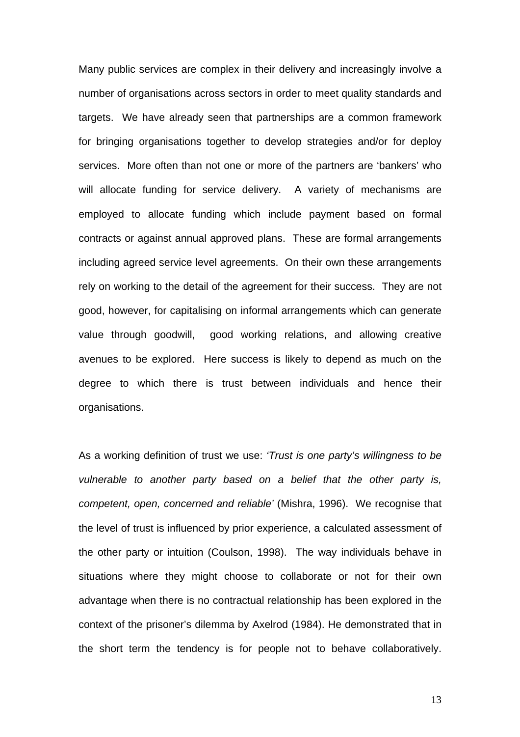Many public services are complex in their delivery and increasingly involve a number of organisations across sectors in order to meet quality standards and targets. We have already seen that partnerships are a common framework for bringing organisations together to develop strategies and/or for deploy services. More often than not one or more of the partners are 'bankers' who will allocate funding for service delivery. A variety of mechanisms are employed to allocate funding which include payment based on formal contracts or against annual approved plans. These are formal arrangements including agreed service level agreements. On their own these arrangements rely on working to the detail of the agreement for their success. They are not good, however, for capitalising on informal arrangements which can generate value through goodwill, good working relations, and allowing creative avenues to be explored. Here success is likely to depend as much on the degree to which there is trust between individuals and hence their organisations.

As a working definition of trust we use: *'Trust is one party's willingness to be vulnerable to another party based on a belief that the other party is, competent, open, concerned and reliable'* (Mishra, 1996). We recognise that the level of trust is influenced by prior experience, a calculated assessment of the other party or intuition (Coulson, 1998). The way individuals behave in situations where they might choose to collaborate or not for their own advantage when there is no contractual relationship has been explored in the context of the prisoner's dilemma by Axelrod (1984). He demonstrated that in the short term the tendency is for people not to behave collaboratively.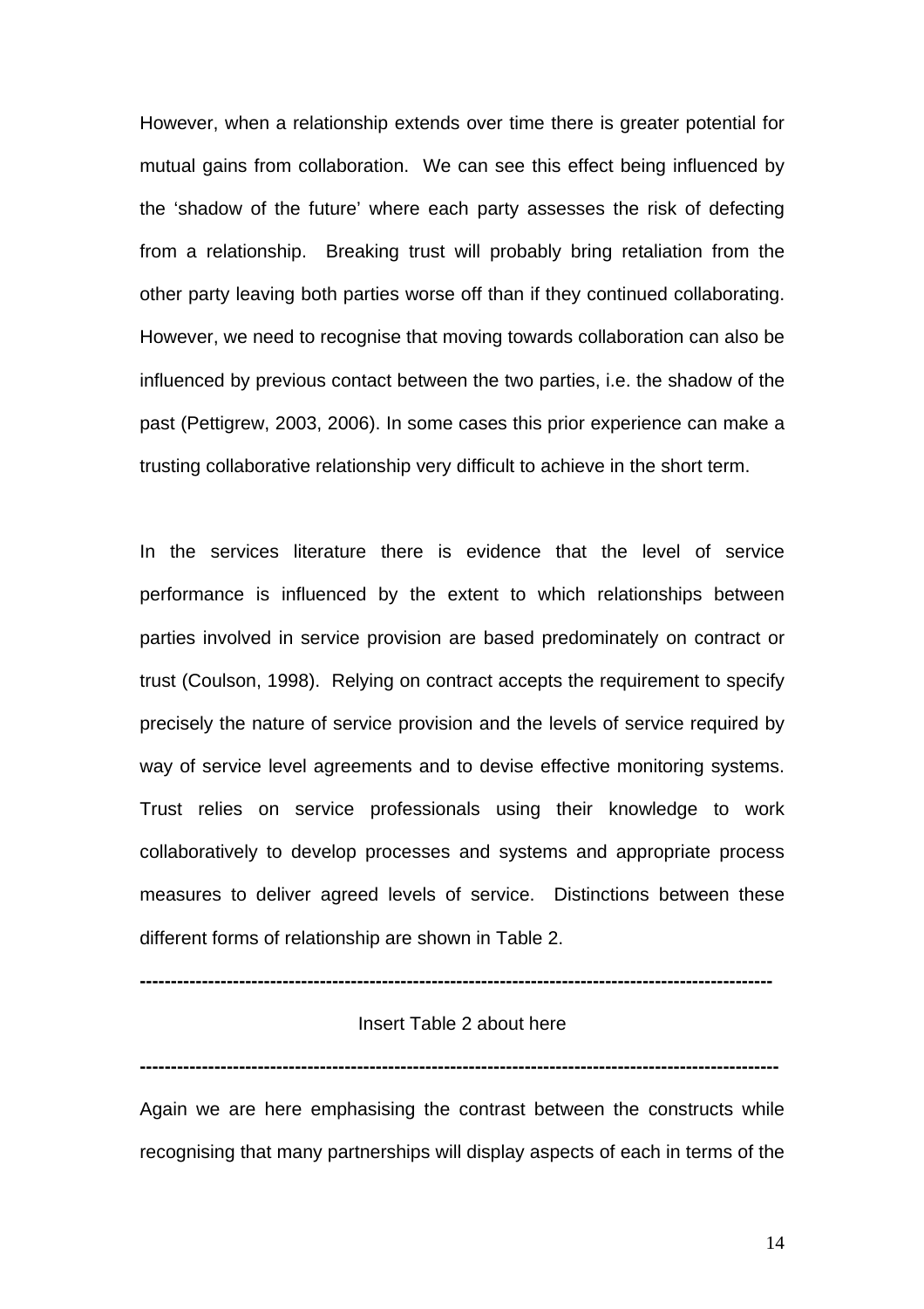However, when a relationship extends over time there is greater potential for mutual gains from collaboration. We can see this effect being influenced by the 'shadow of the future' where each party assesses the risk of defecting from a relationship. Breaking trust will probably bring retaliation from the other party leaving both parties worse off than if they continued collaborating. However, we need to recognise that moving towards collaboration can also be influenced by previous contact between the two parties, i.e. the shadow of the past (Pettigrew, 2003, 2006). In some cases this prior experience can make a trusting collaborative relationship very difficult to achieve in the short term.

In the services literature there is evidence that the level of service performance is influenced by the extent to which relationships between parties involved in service provision are based predominately on contract or trust (Coulson, 1998). Relying on contract accepts the requirement to specify precisely the nature of service provision and the levels of service required by way of service level agreements and to devise effective monitoring systems. Trust relies on service professionals using their knowledge to work collaboratively to develop processes and systems and appropriate process measures to deliver agreed levels of service. Distinctions between these different forms of relationship are shown in Table 2.

---

Insert Table 2 about here

---

Again we are here emphasising the contrast between the constructs while recognising that many partnerships will display aspects of each in terms of the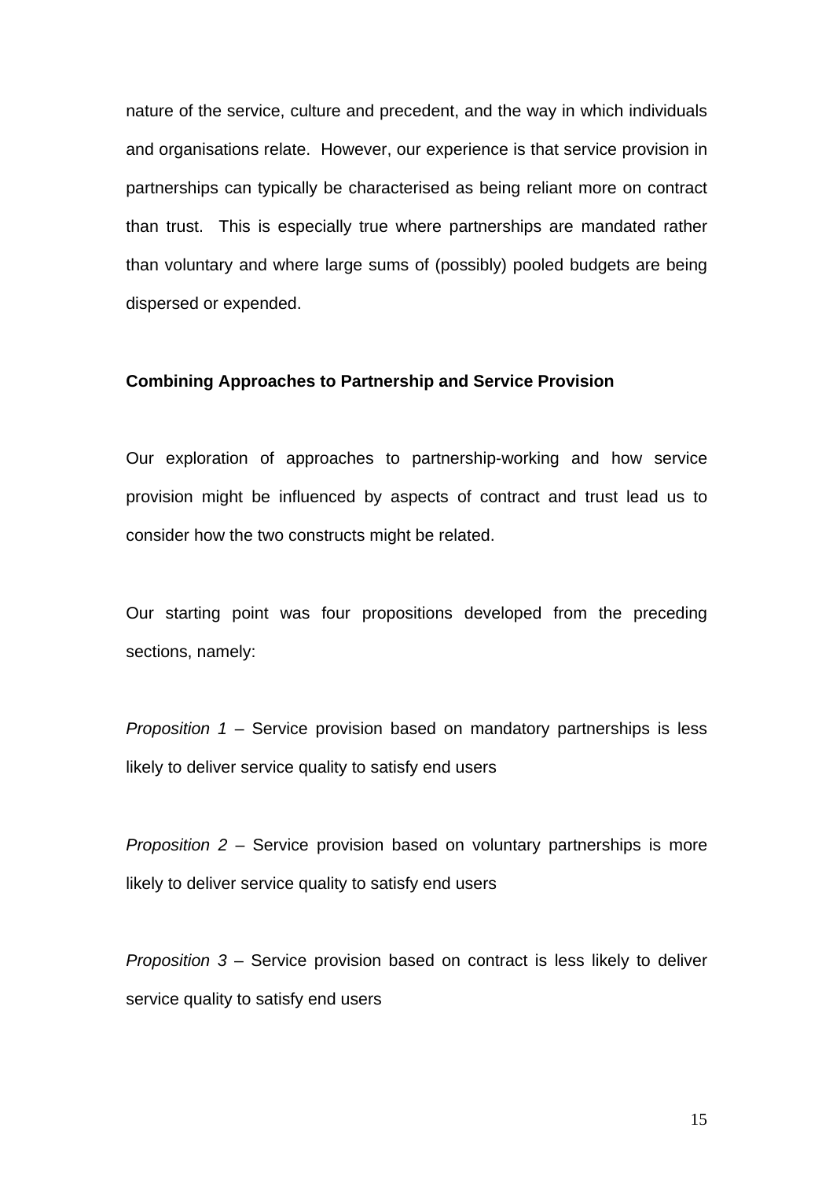nature of the service, culture and precedent, and the way in which individuals and organisations relate. However, our experience is that service provision in partnerships can typically be characterised as being reliant more on contract than trust. This is especially true where partnerships are mandated rather than voluntary and where large sums of (possibly) pooled budgets are being dispersed or expended.

**Combining Approaches to Partnership and Service Provision**

Our exploration of approaches to partnership-working and how service provision might be influenced by aspects of contract and trust lead us to consider how the two constructs might be related.

Our starting point was four propositions developed from the preceding sections, namely:

*Proposition 1* – Service provision based on mandatory partnerships is less likely to deliver service quality to satisfy end users

*Proposition 2* – Service provision based on voluntary partnerships is more likely to deliver service quality to satisfy end users

*Proposition 3* – Service provision based on contract is less likely to deliver service quality to satisfy end users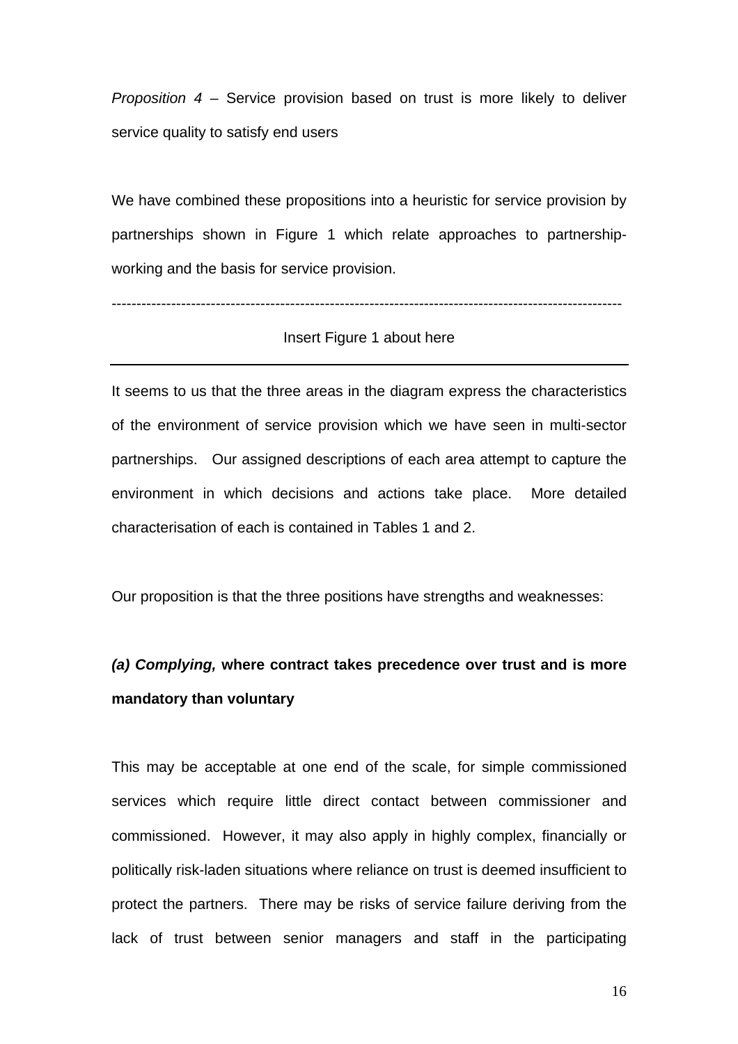*Proposition 4* – Service provision based on trust is more likely to deliver service quality to satisfy end users

We have combined these propositions into a heuristic for service provision by partnerships shown in Figure 1 which relate approaches to partnership-working and the basis for service provision.

---

Insert Figure 1 about here

---

It seems to us that the three areas in the diagram express the characteristics of the environment of service provision which we have seen in multi-sector partnerships. Our assigned descriptions of each area attempt to capture the environment in which decisions and actions take place. More detailed characterisation of each is contained in Tables 1 and 2.

Our proposition is that the three positions have strengths and weaknesses:

***(a) Complying,* where contract takes precedence over trust and is more mandatory than voluntary**

This may be acceptable at one end of the scale, for simple commissioned services which require little direct contact between commissioner and commissioned. However, it may also apply in highly complex, financially or politically risk-laden situations where reliance on trust is deemed insufficient to protect the partners. There may be risks of service failure deriving from the lack of trust between senior managers and staff in the participating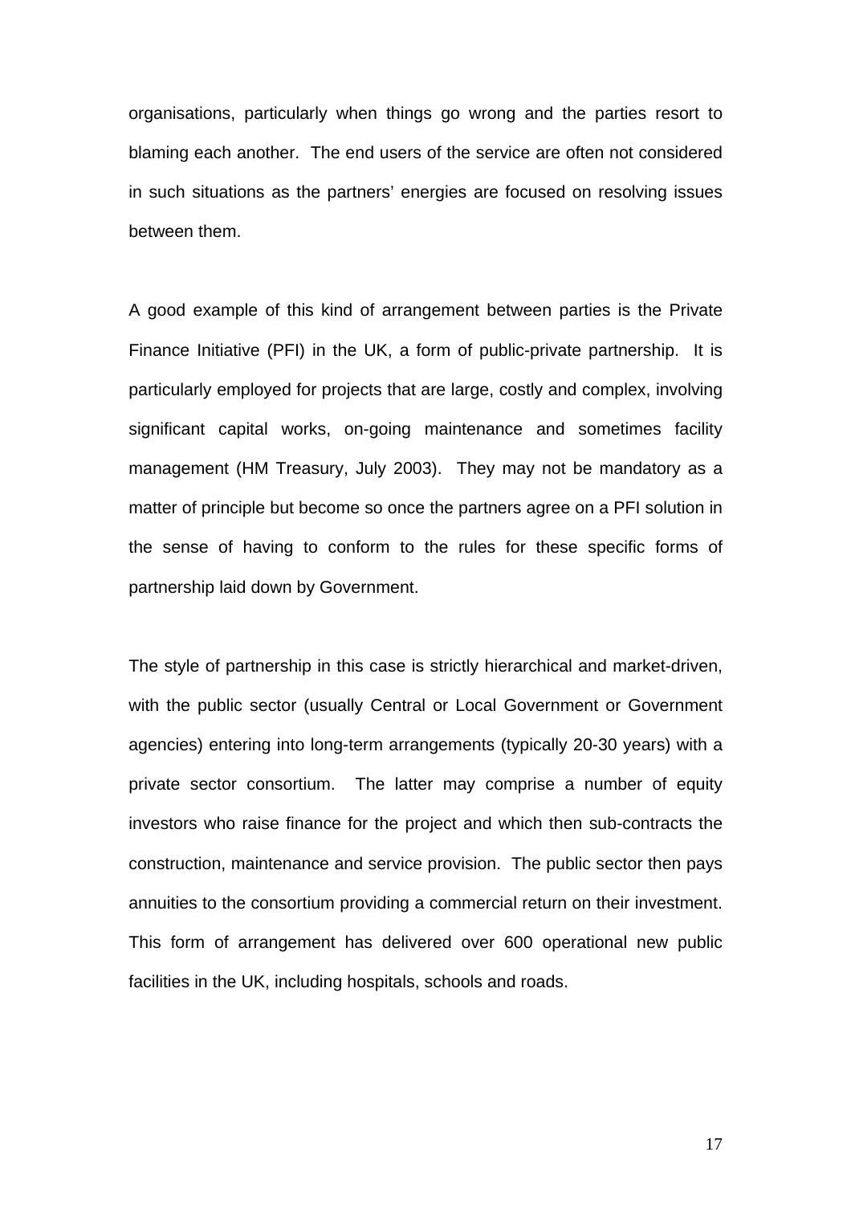organisations, particularly when things go wrong and the parties resort to blaming each another. The end users of the service are often not considered in such situations as the partners' energies are focused on resolving issues between them.

A good example of this kind of arrangement between parties is the Private Finance Initiative (PFI) in the UK, a form of public-private partnership. It is particularly employed for projects that are large, costly and complex, involving significant capital works, on-going maintenance and sometimes facility management (HM Treasury, July 2003). They may not be mandatory as a matter of principle but become so once the partners agree on a PFI solution in the sense of having to conform to the rules for these specific forms of partnership laid down by Government.

The style of partnership in this case is strictly hierarchical and market-driven, with the public sector (usually Central or Local Government or Government agencies) entering into long-term arrangements (typically 20-30 years) with a private sector consortium. The latter may comprise a number of equity investors who raise finance for the project and which then sub-contracts the construction, maintenance and service provision. The public sector then pays annuities to the consortium providing a commercial return on their investment. This form of arrangement has delivered over 600 operational new public facilities in the UK, including hospitals, schools and roads.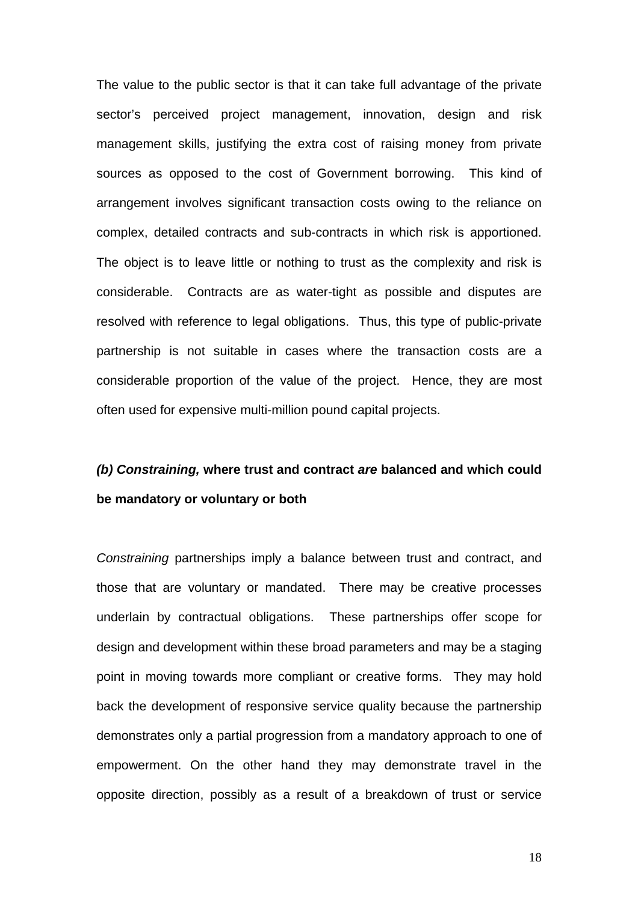The value to the public sector is that it can take full advantage of the private sector's perceived project management, innovation, design and risk management skills, justifying the extra cost of raising money from private sources as opposed to the cost of Government borrowing. This kind of arrangement involves significant transaction costs owing to the reliance on complex, detailed contracts and sub-contracts in which risk is apportioned. The object is to leave little or nothing to trust as the complexity and risk is considerable. Contracts are as water-tight as possible and disputes are resolved with reference to legal obligations. Thus, this type of public-private partnership is not suitable in cases where the transaction costs are a considerable proportion of the value of the project. Hence, they are most often used for expensive multi-million pound capital projects.

***(b) Constraining,* where trust and contract *are* balanced and which could be mandatory or voluntary or both**

*Constraining* partnerships imply a balance between trust and contract, and those that are voluntary or mandated. There may be creative processes underlain by contractual obligations. These partnerships offer scope for design and development within these broad parameters and may be a staging point in moving towards more compliant or creative forms. They may hold back the development of responsive service quality because the partnership demonstrates only a partial progression from a mandatory approach to one of empowerment. On the other hand they may demonstrate travel in the opposite direction, possibly as a result of a breakdown of trust or service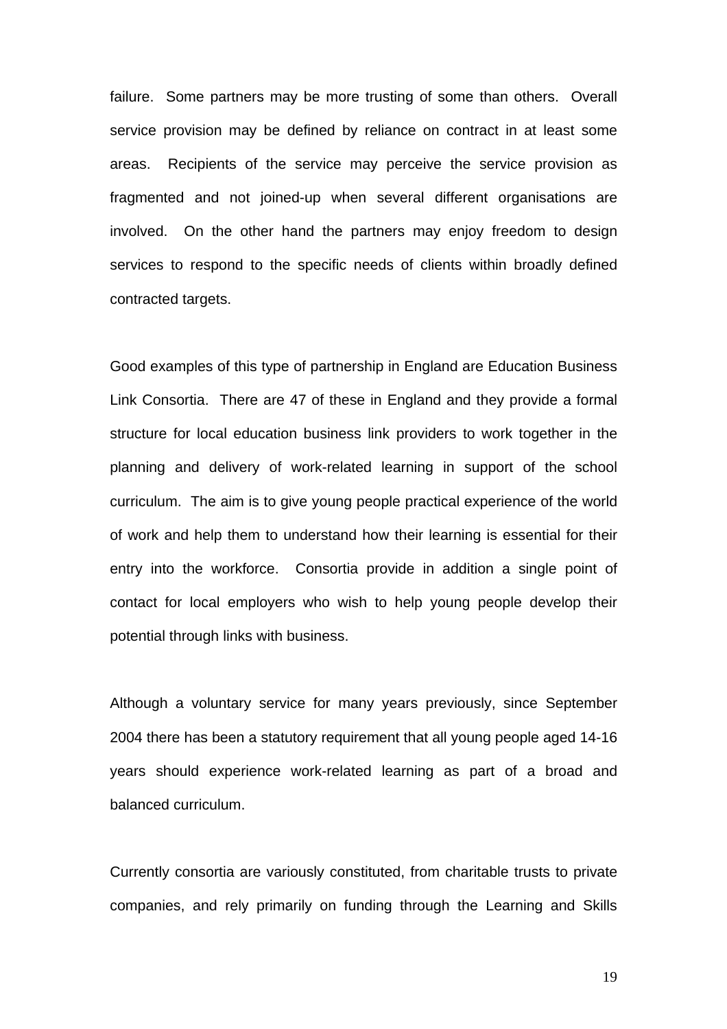failure. Some partners may be more trusting of some than others. Overall service provision may be defined by reliance on contract in at least some areas. Recipients of the service may perceive the service provision as fragmented and not joined-up when several different organisations are involved. On the other hand the partners may enjoy freedom to design services to respond to the specific needs of clients within broadly defined contracted targets.

Good examples of this type of partnership in England are Education Business Link Consortia. There are 47 of these in England and they provide a formal structure for local education business link providers to work together in the planning and delivery of work-related learning in support of the school curriculum. The aim is to give young people practical experience of the world of work and help them to understand how their learning is essential for their entry into the workforce. Consortia provide in addition a single point of contact for local employers who wish to help young people develop their potential through links with business.

Although a voluntary service for many years previously, since September 2004 there has been a statutory requirement that all young people aged 14-16 years should experience work-related learning as part of a broad and balanced curriculum.

Currently consortia are variously constituted, from charitable trusts to private companies, and rely primarily on funding through the Learning and Skills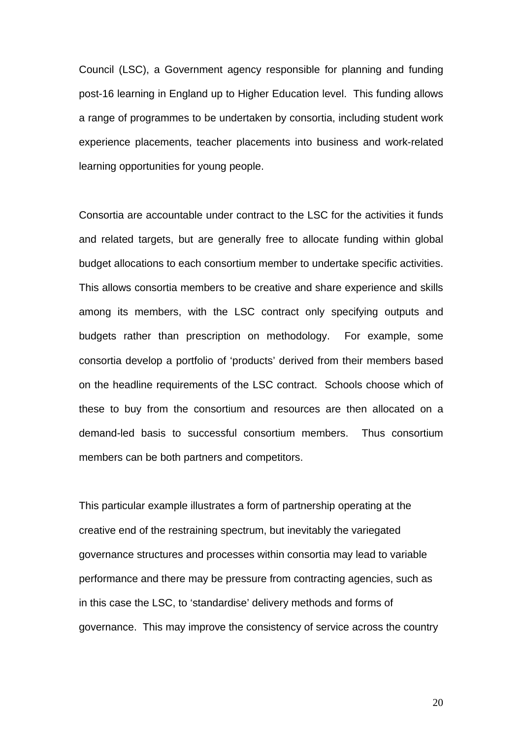Council (LSC), a Government agency responsible for planning and funding post-16 learning in England up to Higher Education level. This funding allows a range of programmes to be undertaken by consortia, including student work experience placements, teacher placements into business and work-related learning opportunities for young people.

Consortia are accountable under contract to the LSC for the activities it funds and related targets, but are generally free to allocate funding within global budget allocations to each consortium member to undertake specific activities. This allows consortia members to be creative and share experience and skills among its members, with the LSC contract only specifying outputs and budgets rather than prescription on methodology. For example, some consortia develop a portfolio of 'products' derived from their members based on the headline requirements of the LSC contract. Schools choose which of these to buy from the consortium and resources are then allocated on a demand-led basis to successful consortium members. Thus consortium members can be both partners and competitors.

This particular example illustrates a form of partnership operating at the creative end of the restraining spectrum, but inevitably the variegated governance structures and processes within consortia may lead to variable performance and there may be pressure from contracting agencies, such as in this case the LSC, to 'standardise' delivery methods and forms of governance. This may improve the consistency of service across the country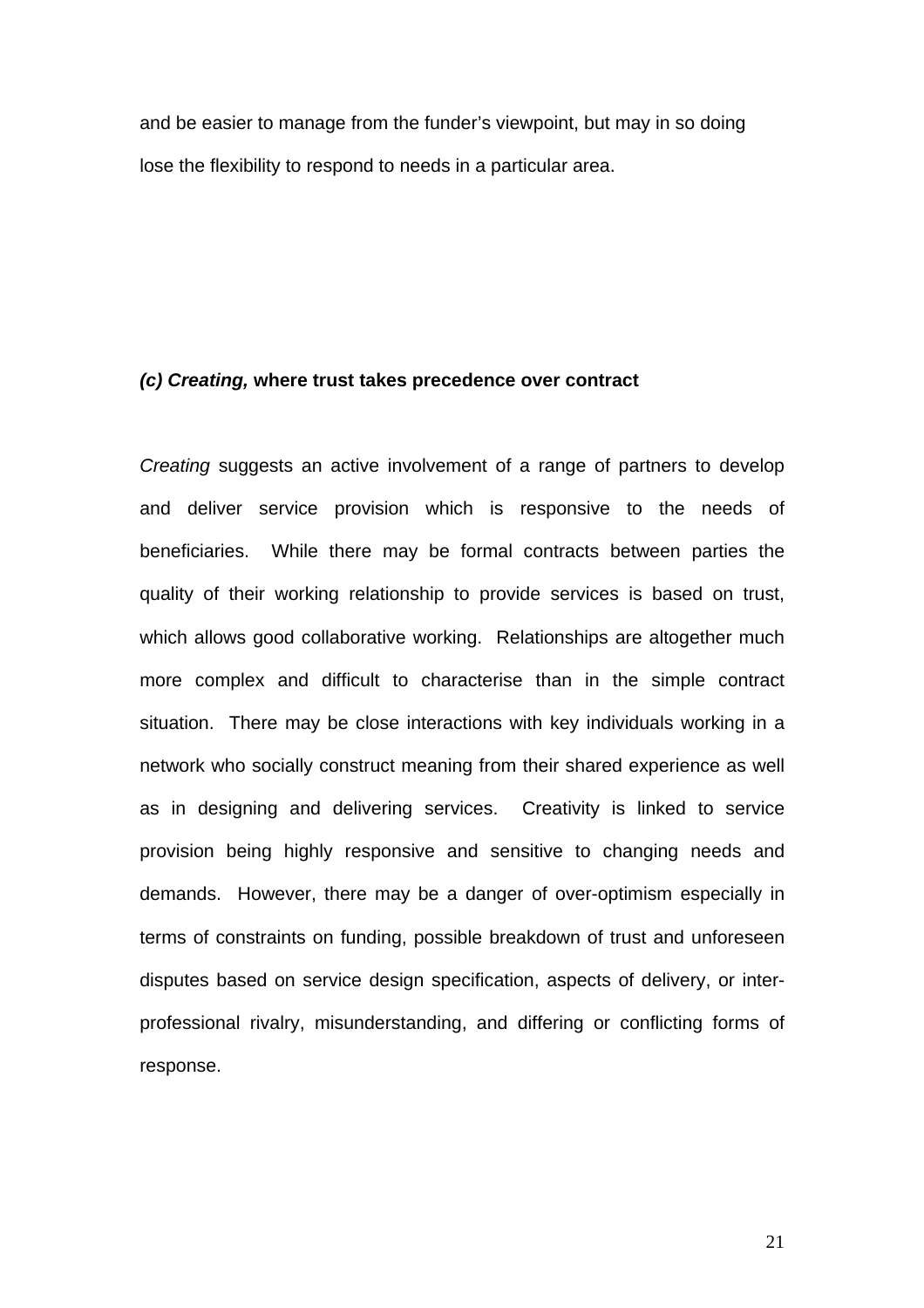and be easier to manage from the funder's viewpoint, but may in so doing lose the flexibility to respond to needs in a particular area.

***(c) Creating,*** **where trust takes precedence over contract**

*Creating* suggests an active involvement of a range of partners to develop and deliver service provision which is responsive to the needs of beneficiaries. While there may be formal contracts between parties the quality of their working relationship to provide services is based on trust, which allows good collaborative working. Relationships are altogether much more complex and difficult to characterise than in the simple contract situation. There may be close interactions with key individuals working in a network who socially construct meaning from their shared experience as well as in designing and delivering services. Creativity is linked to service provision being highly responsive and sensitive to changing needs and demands. However, there may be a danger of over-optimism especially in terms of constraints on funding, possible breakdown of trust and unforeseen disputes based on service design specification, aspects of delivery, or inter-professional rivalry, misunderstanding, and differing or conflicting forms of response.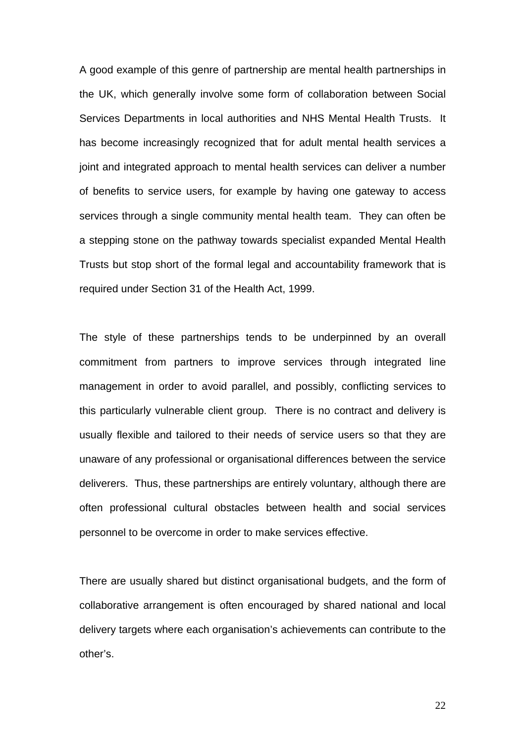A good example of this genre of partnership are mental health partnerships in the UK, which generally involve some form of collaboration between Social Services Departments in local authorities and NHS Mental Health Trusts. It has become increasingly recognized that for adult mental health services a joint and integrated approach to mental health services can deliver a number of benefits to service users, for example by having one gateway to access services through a single community mental health team. They can often be a stepping stone on the pathway towards specialist expanded Mental Health Trusts but stop short of the formal legal and accountability framework that is required under Section 31 of the Health Act, 1999.

The style of these partnerships tends to be underpinned by an overall commitment from partners to improve services through integrated line management in order to avoid parallel, and possibly, conflicting services to this particularly vulnerable client group. There is no contract and delivery is usually flexible and tailored to their needs of service users so that they are unaware of any professional or organisational differences between the service deliverers. Thus, these partnerships are entirely voluntary, although there are often professional cultural obstacles between health and social services personnel to be overcome in order to make services effective.

There are usually shared but distinct organisational budgets, and the form of collaborative arrangement is often encouraged by shared national and local delivery targets where each organisation's achievements can contribute to the other's.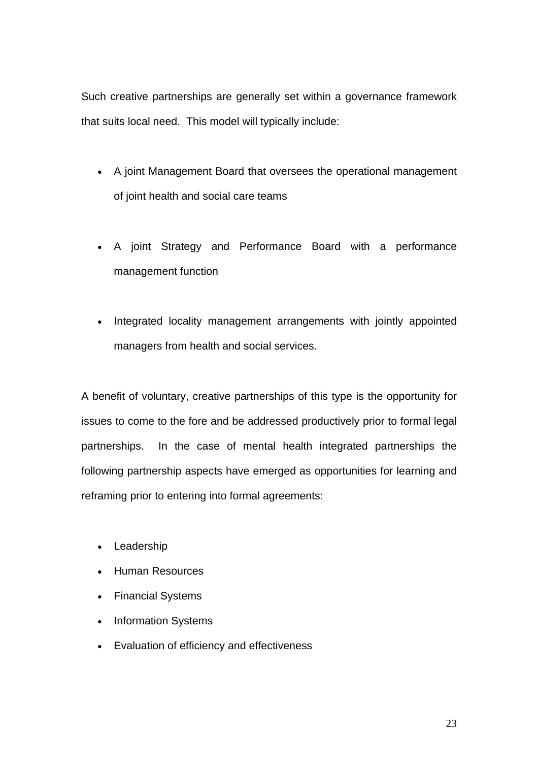Such creative partnerships are generally set within a governance framework that suits local need. This model will typically include:

- A joint Management Board that oversees the operational management of joint health and social care teams

- A joint Strategy and Performance Board with a performance management function

- Integrated locality management arrangements with jointly appointed managers from health and social services.

A benefit of voluntary, creative partnerships of this type is the opportunity for issues to come to the fore and be addressed productively prior to formal legal partnerships. In the case of mental health integrated partnerships the following partnership aspects have emerged as opportunities for learning and reframing prior to entering into formal agreements:

- Leadership
- Human Resources
- Financial Systems
- Information Systems
- Evaluation of efficiency and effectiveness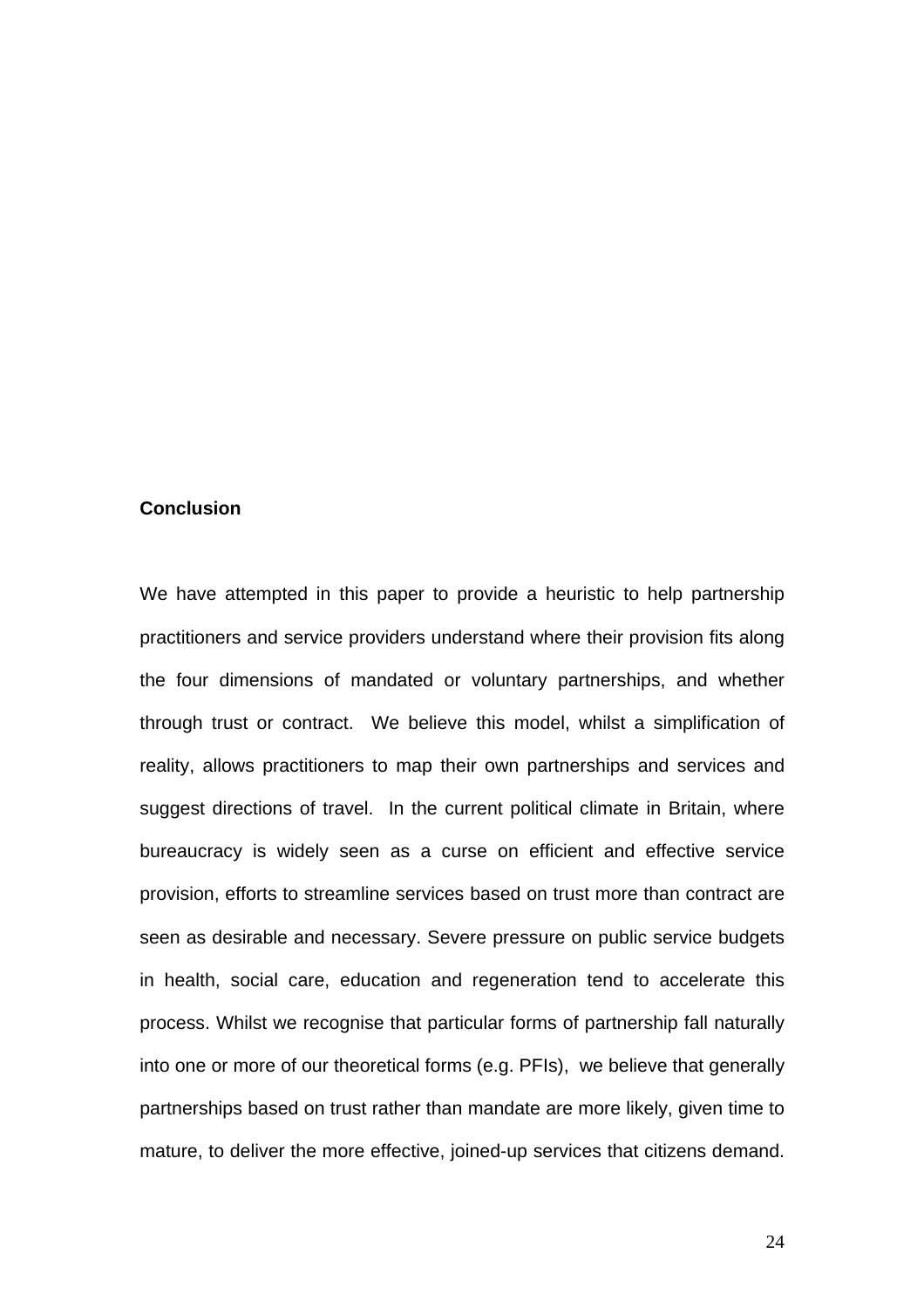## Conclusion

We have attempted in this paper to provide a heuristic to help partnership practitioners and service providers understand where their provision fits along the four dimensions of mandated or voluntary partnerships, and whether through trust or contract. We believe this model, whilst a simplification of reality, allows practitioners to map their own partnerships and services and suggest directions of travel. In the current political climate in Britain, where bureaucracy is widely seen as a curse on efficient and effective service provision, efforts to streamline services based on trust more than contract are seen as desirable and necessary. Severe pressure on public service budgets in health, social care, education and regeneration tend to accelerate this process. Whilst we recognise that particular forms of partnership fall naturally into one or more of our theoretical forms (e.g. PFIs), we believe that generally partnerships based on trust rather than mandate are more likely, given time to mature, to deliver the more effective, joined-up services that citizens demand.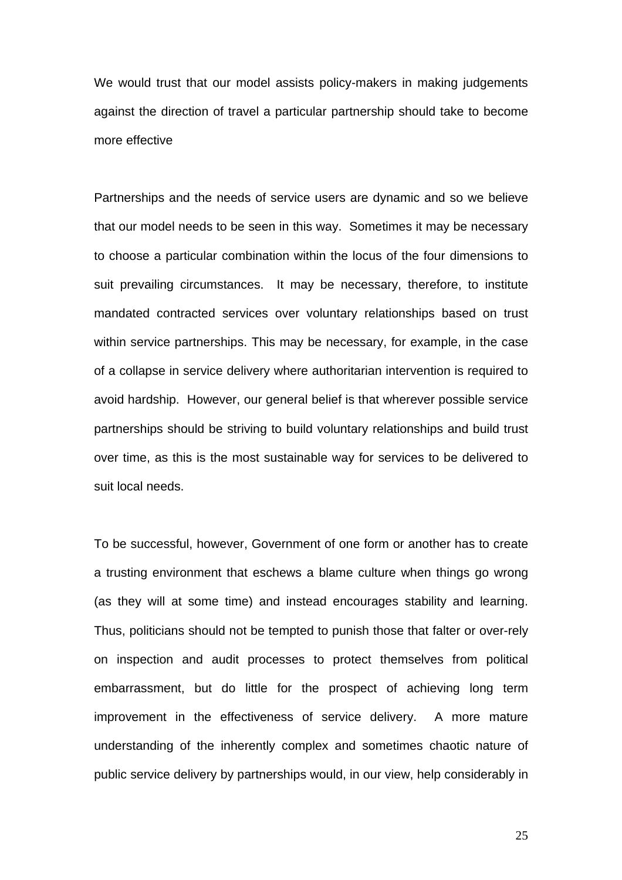We would trust that our model assists policy-makers in making judgements against the direction of travel a particular partnership should take to become more effective

Partnerships and the needs of service users are dynamic and so we believe that our model needs to be seen in this way. Sometimes it may be necessary to choose a particular combination within the locus of the four dimensions to suit prevailing circumstances. It may be necessary, therefore, to institute mandated contracted services over voluntary relationships based on trust within service partnerships. This may be necessary, for example, in the case of a collapse in service delivery where authoritarian intervention is required to avoid hardship. However, our general belief is that wherever possible service partnerships should be striving to build voluntary relationships and build trust over time, as this is the most sustainable way for services to be delivered to suit local needs.

To be successful, however, Government of one form or another has to create a trusting environment that eschews a blame culture when things go wrong (as they will at some time) and instead encourages stability and learning. Thus, politicians should not be tempted to punish those that falter or over-rely on inspection and audit processes to protect themselves from political embarrassment, but do little for the prospect of achieving long term improvement in the effectiveness of service delivery. A more mature understanding of the inherently complex and sometimes chaotic nature of public service delivery by partnerships would, in our view, help considerably in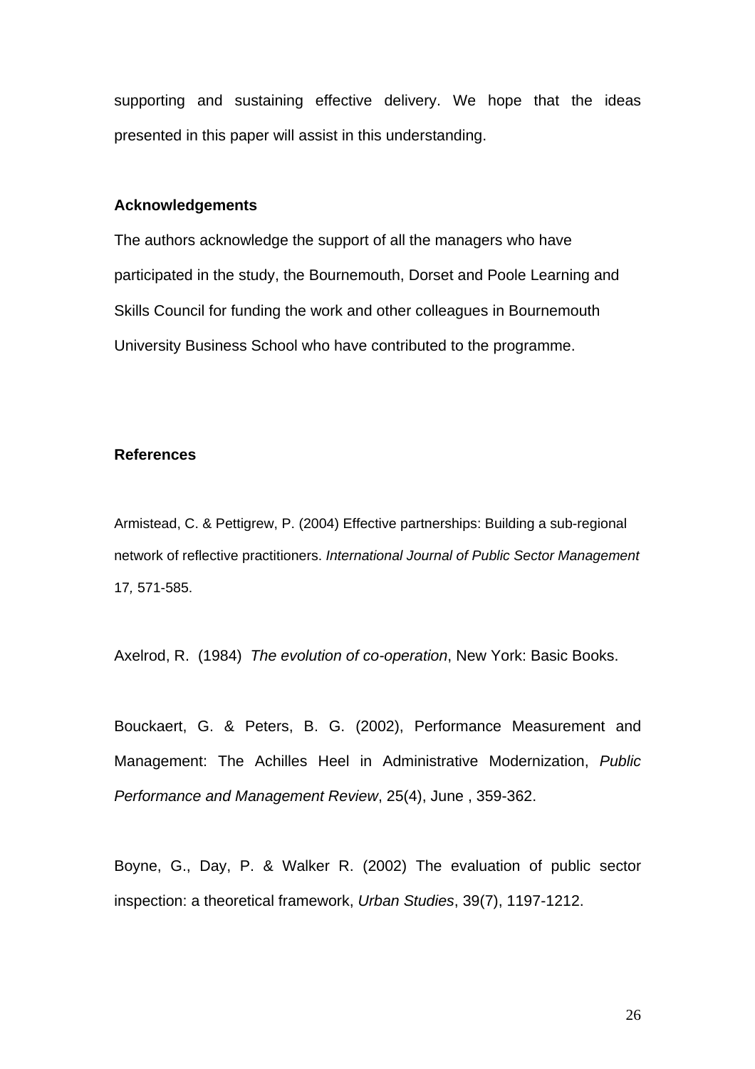supporting and sustaining effective delivery. We hope that the ideas presented in this paper will assist in this understanding.

**Acknowledgements**

The authors acknowledge the support of all the managers who have participated in the study, the Bournemouth, Dorset and Poole Learning and Skills Council for funding the work and other colleagues in Bournemouth University Business School who have contributed to the programme.

**References**

Armistead, C. & Pettigrew, P. (2004) Effective partnerships: Building a sub-regional network of reflective practitioners. *International Journal of Public Sector Management* 17*,* 571-585.

Axelrod, R. (1984) *The evolution of co-operation*, New York: Basic Books.

Bouckaert, G. & Peters, B. G. (2002), Performance Measurement and Management: The Achilles Heel in Administrative Modernization, *Public Performance and Management Review*, 25(4), June , 359-362.

Boyne, G., Day, P. & Walker R. (2002) The evaluation of public sector inspection: a theoretical framework, *Urban Studies*, 39(7), 1197-1212.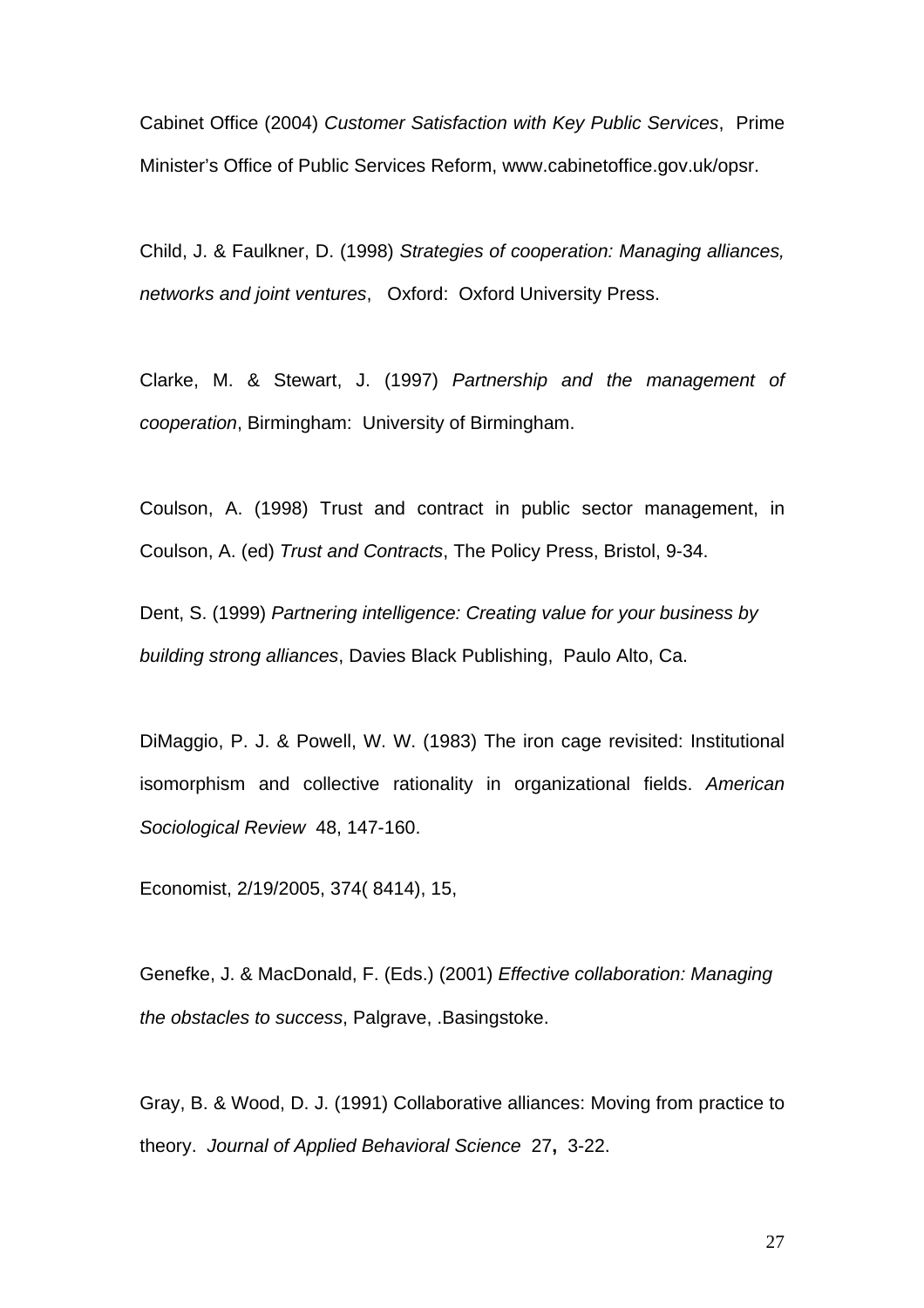Cabinet Office (2004) *Customer Satisfaction with Key Public Services*, Prime Minister's Office of Public Services Reform, www.cabinetoffice.gov.uk/opsr.

Child, J. & Faulkner, D. (1998) *Strategies of cooperation: Managing alliances, networks and joint ventures*, Oxford: Oxford University Press.

Clarke, M. & Stewart, J. (1997) *Partnership and the management of cooperation*, Birmingham: University of Birmingham.

Coulson, A. (1998) Trust and contract in public sector management, in Coulson, A. (ed) *Trust and Contracts*, The Policy Press, Bristol, 9-34.

Dent, S. (1999) *Partnering intelligence: Creating value for your business by building strong alliances*, Davies Black Publishing, Paulo Alto, Ca.

DiMaggio, P. J. & Powell, W. W. (1983) The iron cage revisited: Institutional isomorphism and collective rationality in organizational fields. *American Sociological Review* 48, 147-160.

Economist, 2/19/2005, 374( 8414), 15,

Genefke, J. & MacDonald, F. (Eds.) (2001) *Effective collaboration: Managing the obstacles to success*, Palgrave, .Basingstoke.

Gray, B. & Wood, D. J. (1991) Collaborative alliances: Moving from practice to theory. *Journal of Applied Behavioral Science* 27**,** 3-22.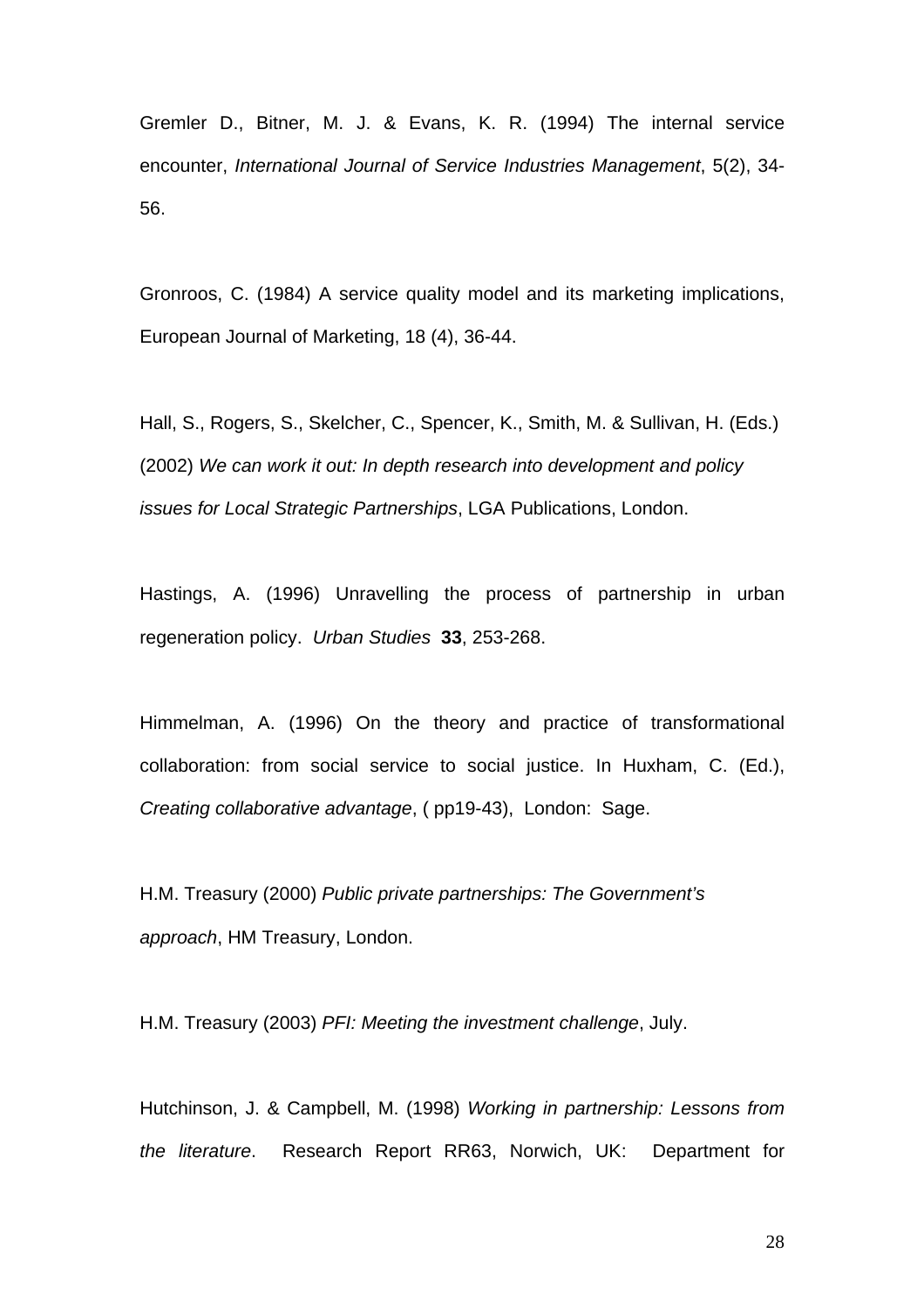Gremler D., Bitner, M. J. & Evans, K. R. (1994) The internal service encounter, *International Journal of Service Industries Management*, 5(2), 34-56.

Gronroos, C. (1984) A service quality model and its marketing implications, European Journal of Marketing, 18 (4), 36-44.

Hall, S., Rogers, S., Skelcher, C., Spencer, K., Smith, M. & Sullivan, H. (Eds.) (2002) *We can work it out: In depth research into development and policy issues for Local Strategic Partnerships*, LGA Publications, London.

Hastings, A. (1996) Unravelling the process of partnership in urban regeneration policy. *Urban Studies* **33**, 253-268.

Himmelman, A. (1996) On the theory and practice of transformational collaboration: from social service to social justice. In Huxham, C. (Ed.), *Creating collaborative advantage*, ( pp19-43), London: Sage.

H.M. Treasury (2000) *Public private partnerships: The Government's approach*, HM Treasury, London.

H.M. Treasury (2003) *PFI: Meeting the investment challenge*, July.

Hutchinson, J. & Campbell, M. (1998) *Working in partnership: Lessons from the literature*. Research Report RR63, Norwich, UK: Department for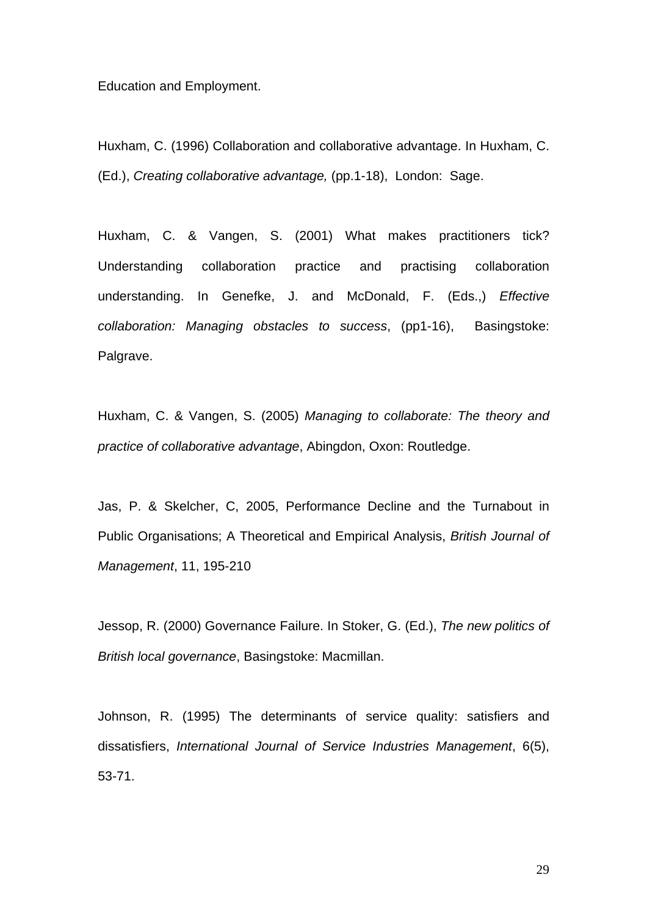Education and Employment.

Huxham, C. (1996) Collaboration and collaborative advantage. In Huxham, C. (Ed.), *Creating collaborative advantage,* (pp.1-18), London: Sage.

Huxham, C. & Vangen, S. (2001) What makes practitioners tick? Understanding collaboration practice and practising collaboration understanding. In Genefke, J. and McDonald, F. (Eds.,) *Effective collaboration: Managing obstacles to success*, (pp1-16), Basingstoke: Palgrave.

Huxham, C. & Vangen, S. (2005) *Managing to collaborate: The theory and practice of collaborative advantage*, Abingdon, Oxon: Routledge.

Jas, P. & Skelcher, C, 2005, Performance Decline and the Turnabout in Public Organisations; A Theoretical and Empirical Analysis, *British Journal of Management*, 11, 195-210

Jessop, R. (2000) Governance Failure. In Stoker, G. (Ed.), *The new politics of British local governance*, Basingstoke: Macmillan.

Johnson, R. (1995) The determinants of service quality: satisfiers and dissatisfiers, *International Journal of Service Industries Management*, 6(5), 53-71.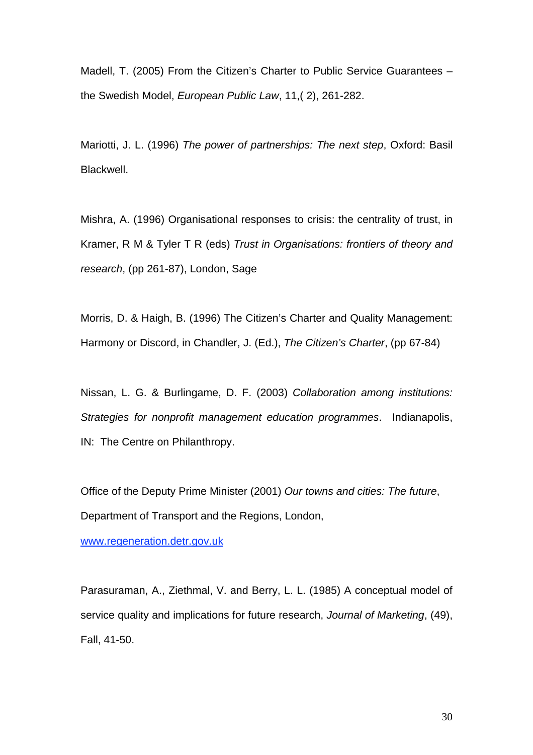Madell, T. (2005) From the Citizen's Charter to Public Service Guarantees – the Swedish Model, *European Public Law*, 11,( 2), 261-282.

Mariotti, J. L. (1996) *The power of partnerships: The next step*, Oxford: Basil Blackwell.

Mishra, A. (1996) Organisational responses to crisis: the centrality of trust, in Kramer, R M & Tyler T R (eds) *Trust in Organisations: frontiers of theory and research*, (pp 261-87), London, Sage

Morris, D. & Haigh, B. (1996) The Citizen's Charter and Quality Management: Harmony or Discord, in Chandler, J. (Ed.), *The Citizen's Charter*, (pp 67-84)

Nissan, L. G. & Burlingame, D. F. (2003) *Collaboration among institutions: Strategies for nonprofit management education programmes*. Indianapolis, IN: The Centre on Philanthropy.

Office of the Deputy Prime Minister (2001) *Our towns and cities: The future*, Department of Transport and the Regions, London, [www.regeneration.detr.gov.uk](www.regeneration.detr.gov.uk)

Parasuraman, A., Ziethmal, V. and Berry, L. L. (1985) A conceptual model of service quality and implications for future research, *Journal of Marketing*, (49), Fall, 41-50.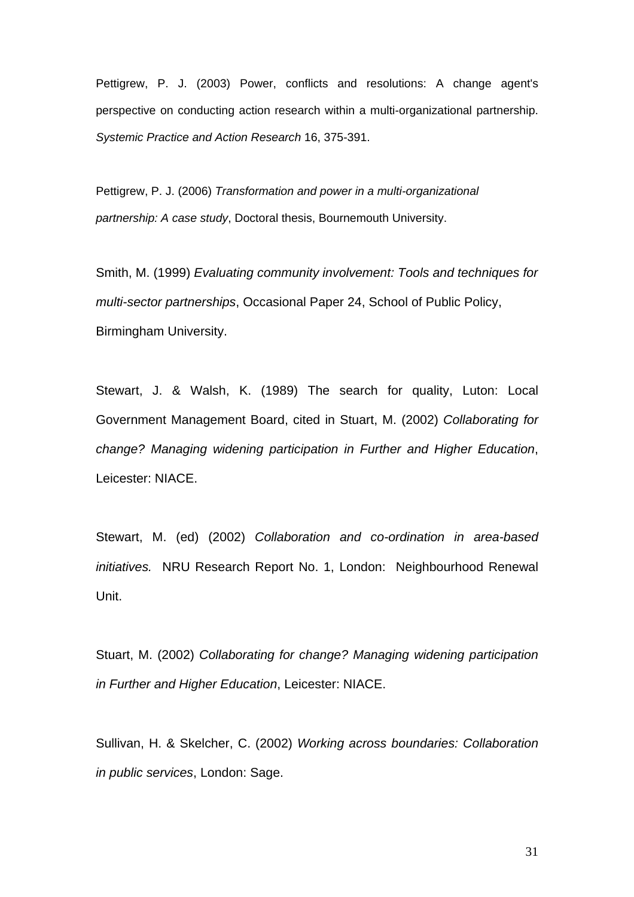Pettigrew, P. J. (2003) Power, conflicts and resolutions: A change agent's perspective on conducting action research within a multi-organizational partnership. *Systemic Practice and Action Research* 16, 375-391.

Pettigrew, P. J. (2006) *Transformation and power in a multi-organizational partnership: A case study*, Doctoral thesis, Bournemouth University.

Smith, M. (1999) *Evaluating community involvement: Tools and techniques for multi-sector partnerships*, Occasional Paper 24, School of Public Policy, Birmingham University.

Stewart, J. & Walsh, K. (1989) The search for quality, Luton: Local Government Management Board, cited in Stuart, M. (2002) *Collaborating for change? Managing widening participation in Further and Higher Education*, Leicester: NIACE.

Stewart, M. (ed) (2002) *Collaboration and co-ordination in area-based initiatives.* NRU Research Report No. 1, London: Neighbourhood Renewal Unit.

Stuart, M. (2002) *Collaborating for change? Managing widening participation in Further and Higher Education*, Leicester: NIACE.

Sullivan, H. & Skelcher, C. (2002) *Working across boundaries: Collaboration in public services*, London: Sage.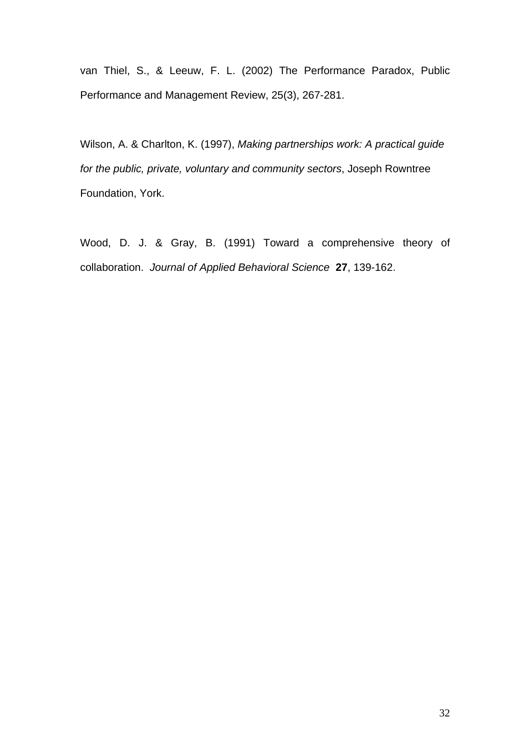van Thiel, S., & Leeuw, F. L. (2002) The Performance Paradox, Public Performance and Management Review, 25(3), 267-281.

Wilson, A. & Charlton, K. (1997), *Making partnerships work: A practical guide for the public, private, voluntary and community sectors*, Joseph Rowntree Foundation, York.

Wood, D. J. & Gray, B. (1991) Toward a comprehensive theory of collaboration. *Journal of Applied Behavioral Science* **27**, 139-162.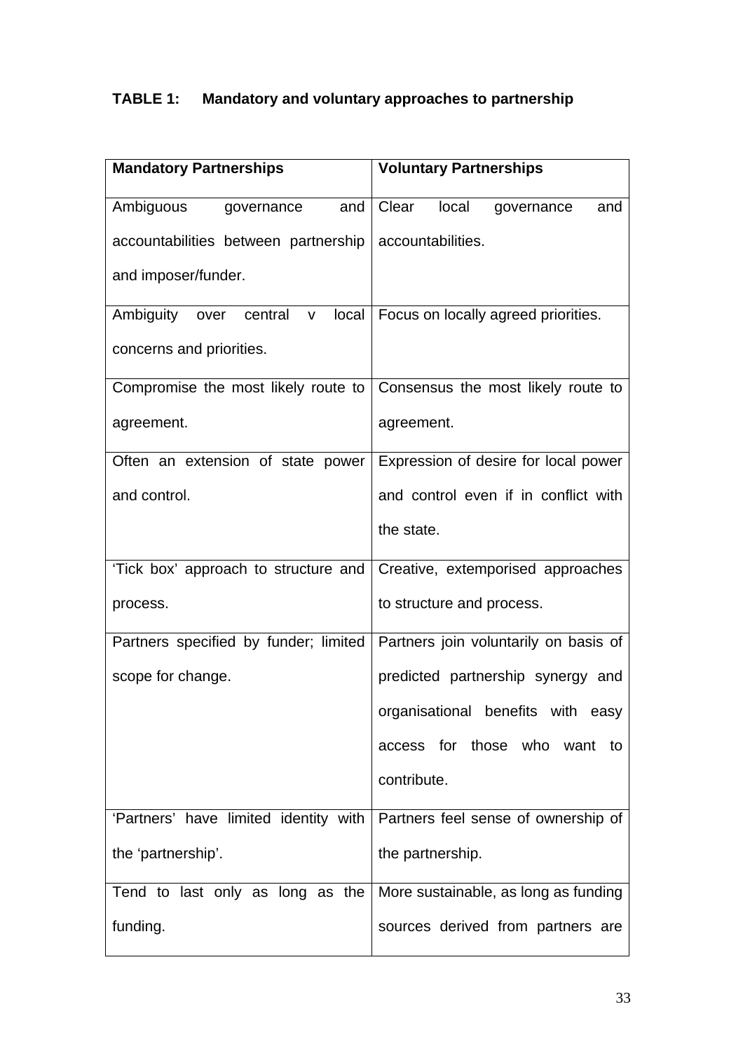**TABLE 1: Mandatory and voluntary approaches to partnership**

| Mandatory Partnerships | Voluntary Partnerships |
|---|---|
| Ambiguous governance and accountabilities between partnership and imposer/funder. | Clear local governance and accountabilities. |
| Ambiguity over central v local concerns and priorities. | Focus on locally agreed priorities. |
| Compromise the most likely route to agreement. | Consensus the most likely route to agreement. |
| Often an extension of state power and control. | Expression of desire for local power and control even if in conflict with the state. |
| 'Tick box' approach to structure and process. | Creative, extemporised approaches to structure and process. |
| Partners specified by funder; limited scope for change. | Partners join voluntarily on basis of predicted partnership synergy and organisational benefits with easy access for those who want to contribute. |
| 'Partners' have limited identity with the 'partnership'. | Partners feel sense of ownership of the partnership. |
| Tend to last only as long as the funding. | More sustainable, as long as funding sources derived from partners are |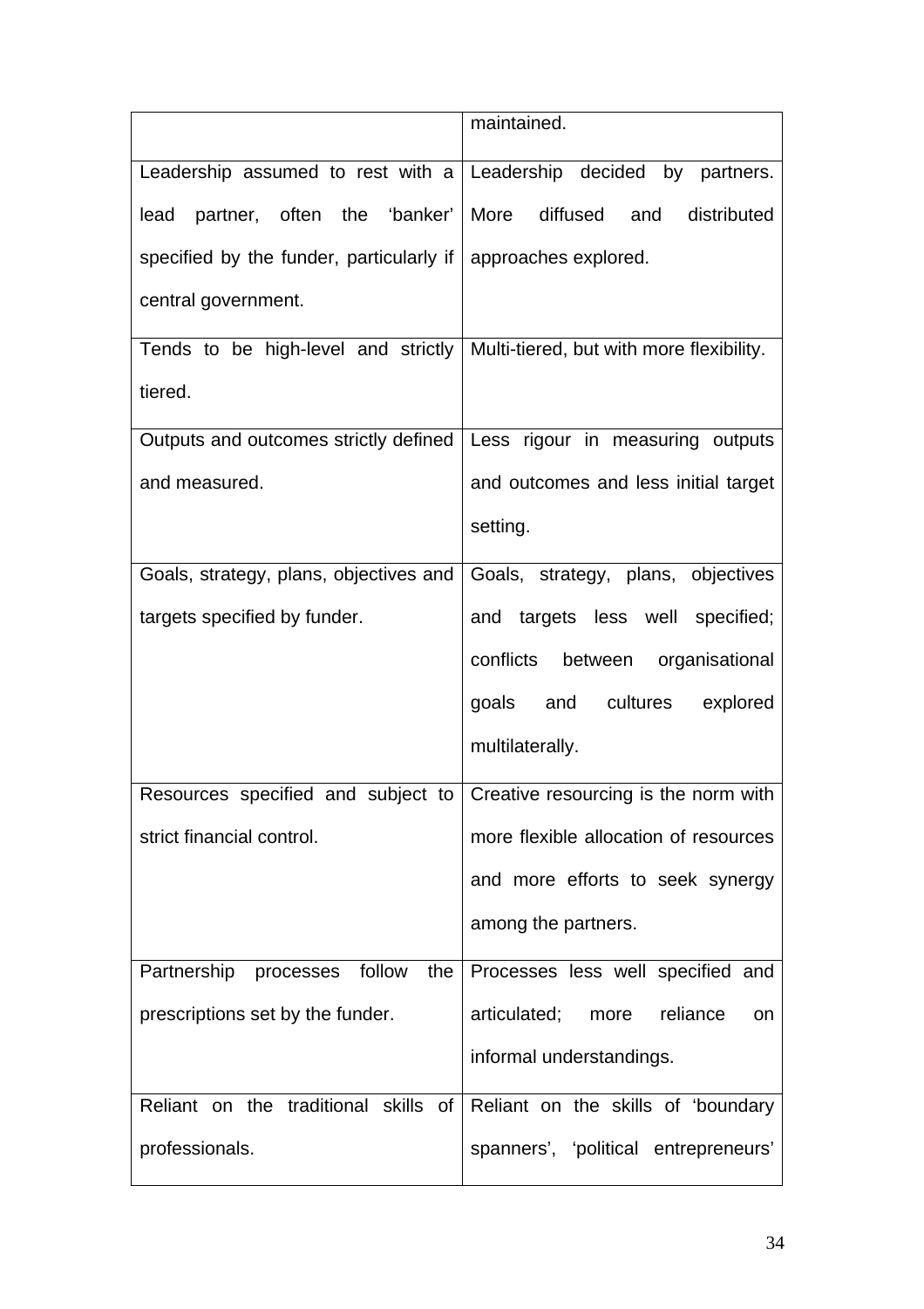| | |
|---|---|
| | maintained. |
| Leadership assumed to rest with a lead partner, often the 'banker' specified by the funder, particularly if central government. | Leadership decided by partners. More diffused and distributed approaches explored. |
| Tends to be high-level and strictly tiered. | Multi-tiered, but with more flexibility. |
| Outputs and outcomes strictly defined and measured. | Less rigour in measuring outputs and outcomes and less initial target setting. |
| Goals, strategy, plans, objectives and targets specified by funder. | Goals, strategy, plans, objectives and targets less well specified; conflicts between organisational goals and cultures explored multilaterally. |
| Resources specified and subject to strict financial control. | Creative resourcing is the norm with more flexible allocation of resources and more efforts to seek synergy among the partners. |
| Partnership processes follow the prescriptions set by the funder. | Processes less well specified and articulated; more reliance on informal understandings. |
| Reliant on the traditional skills of professionals. | Reliant on the skills of 'boundary spanners', 'political entrepreneurs' |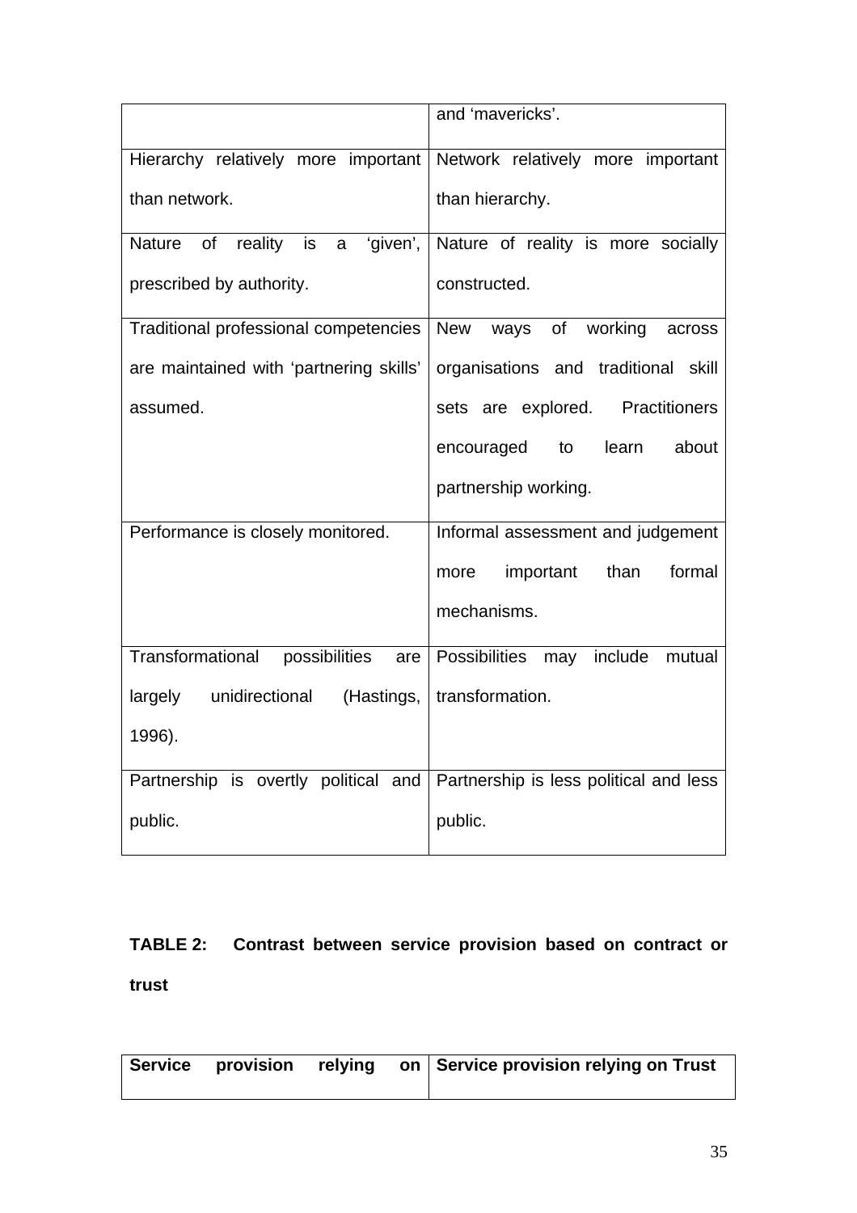| | and 'mavericks'. |
|---|---|
| Hierarchy relatively more important than network. | Network relatively more important than hierarchy. |
| Nature of reality is a 'given', prescribed by authority. | Nature of reality is more socially constructed. |
| Traditional professional competencies are maintained with 'partnering skills' assumed. | New ways of working across organisations and traditional skill sets are explored. Practitioners encouraged to learn about partnership working. |
| Performance is closely monitored. | Informal assessment and judgement more important than formal mechanisms. |
| Transformational possibilities are largely unidirectional (Hastings, 1996). | Possibilities may include mutual transformation. |
| Partnership is overtly political and public. | Partnership is less political and less public. |

**TABLE 2: Contrast between service provision based on contract or trust**

| **Service provision relying on** | **Service provision relying on Trust** |
|---|---|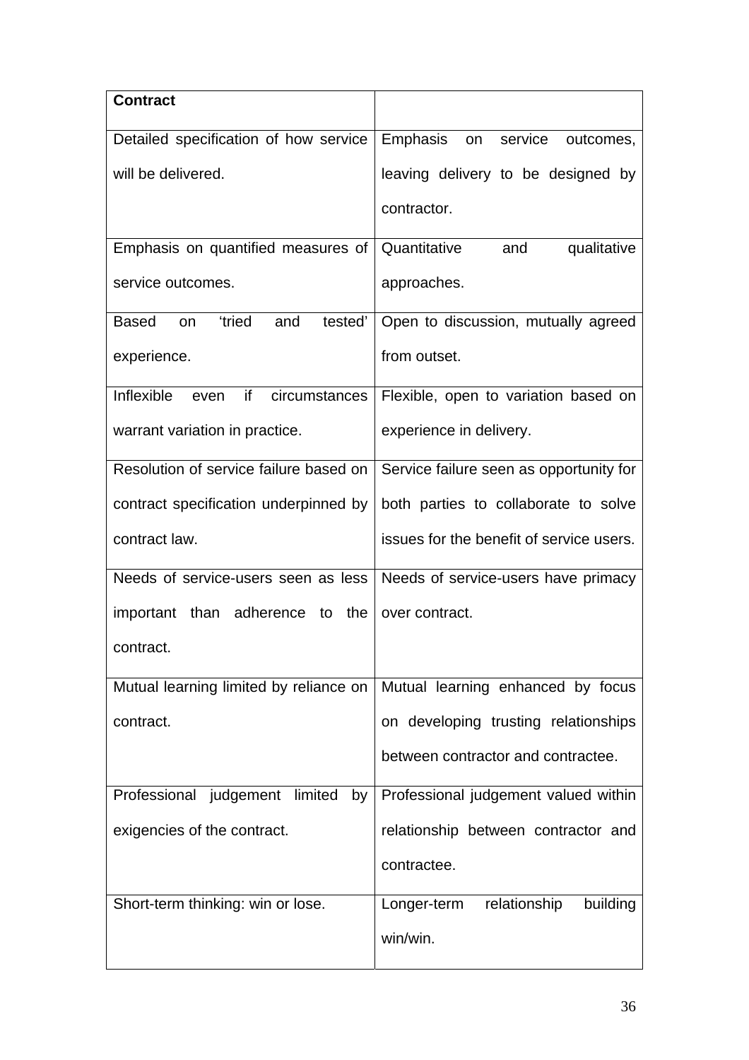| **Contract** | |
|---|---|
| Detailed specification of how service will be delivered. | Emphasis on service outcomes, leaving delivery to be designed by contractor. |
| Emphasis on quantified measures of service outcomes. | Quantitative and qualitative approaches. |
| Based on ‘tried and tested’ experience. | Open to discussion, mutually agreed from outset. |
| Inflexible even if circumstances warrant variation in practice. | Flexible, open to variation based on experience in delivery. |
| Resolution of service failure based on contract specification underpinned by contract law. | Service failure seen as opportunity for both parties to collaborate to solve issues for the benefit of service users. |
| Needs of service-users seen as less important than adherence to the contract. | Needs of service-users have primacy over contract. |
| Mutual learning limited by reliance on contract. | Mutual learning enhanced by focus on developing trusting relationships between contractor and contractee. |
| Professional judgement limited by exigencies of the contract. | Professional judgement valued within relationship between contractor and contractee. |
| Short-term thinking: win or lose. | Longer-term relationship building win/win. |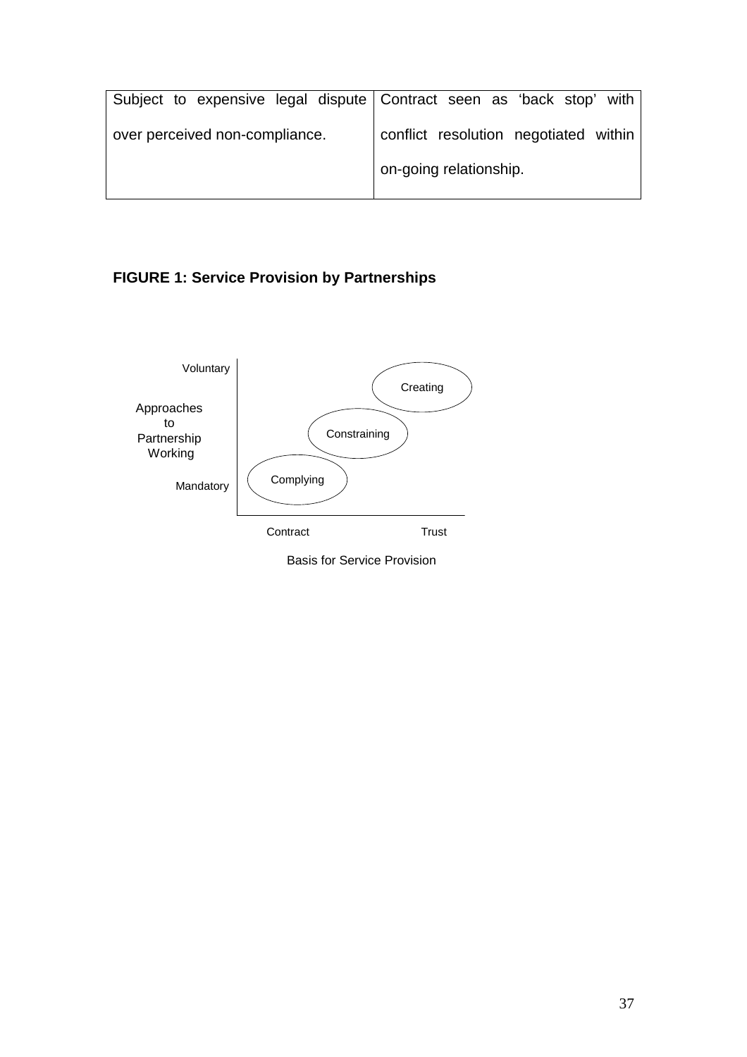| | |
|---|---|
| Subject to expensive legal dispute over perceived non-compliance. | Contract seen as 'back stop' with conflict resolution negotiated within on-going relationship. |

**FIGURE 1: Service Provision by Partnerships**

Voluntary

Approaches to Partnership Working

Mandatory

Creating

Constraining

Complying

Contract

Trust

Basis for Service Provision